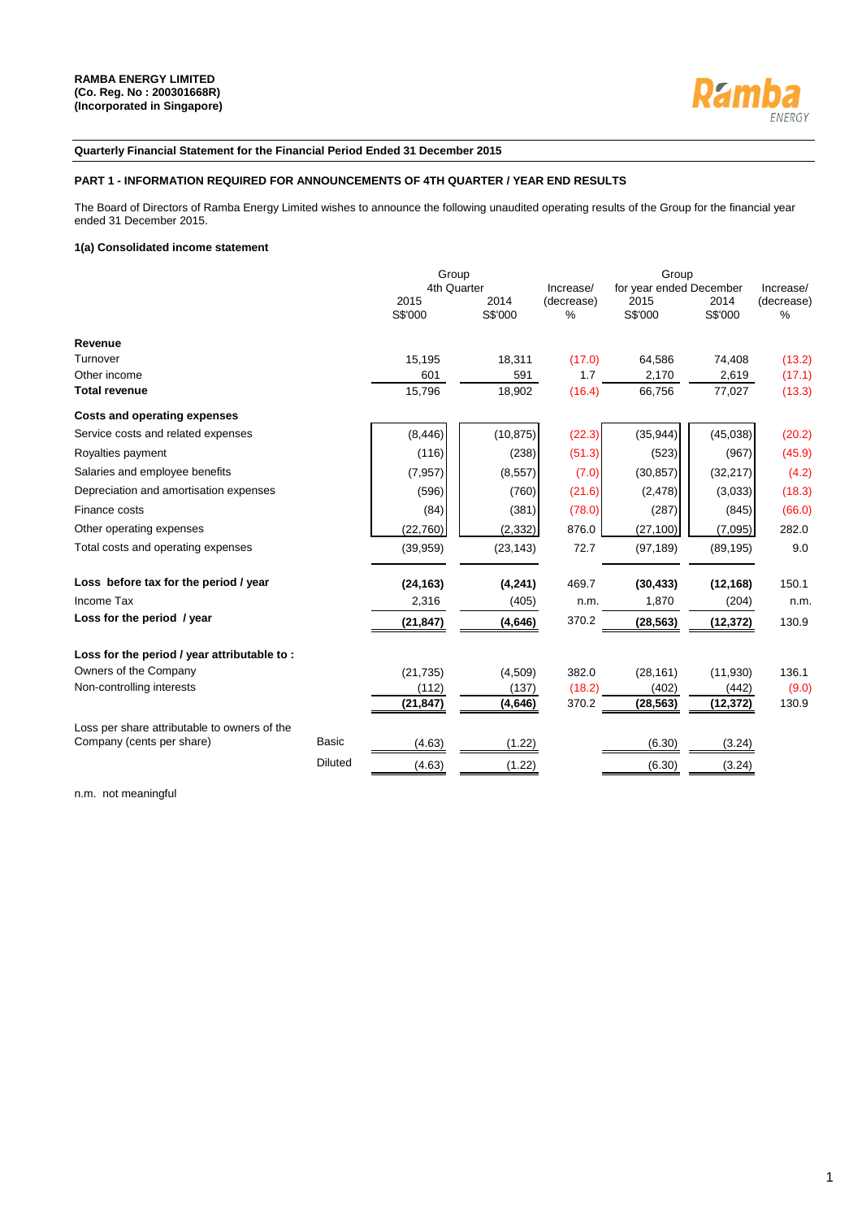**RAMBA ENERGY LIMITED**
**(Co. Reg. No : 200301668R)**
**(Incorporated in Singapore)**

**Quarterly Financial Statement for the Financial Period Ended 31 December 2015**

**PART 1 - INFORMATION REQUIRED FOR ANNOUNCEMENTS OF 4TH QUARTER / YEAR END RESULTS**

The Board of Directors of Ramba Energy Limited wishes to announce the following unaudited operating results of the Group for the financial year ended 31 December 2015.

**1(a) Consolidated income statement**

| | | Group 4th Quarter | | Increase/ (decrease) | Group for year ended December | | Increase/ (decrease) |
|---|---|---|---|---|---|---|---|
| | | 2015 S$'000 | 2014 S$'000 | % | 2015 S$'000 | 2014 S$'000 | % |
| **Revenue** | | | | | | | |
| Turnover | | 15,195 | 18,311 | (17.0) | 64,586 | 74,408 | (13.2) |
| Other income | | 601 | 591 | 1.7 | 2,170 | 2,619 | (17.1) |
| **Total revenue** | | 15,796 | 18,902 | (16.4) | 66,756 | 77,027 | (13.3) |
| **Costs and operating expenses** | | | | | | | |
| Service costs and related expenses | | (8,446) | (10,875) | (22.3) | (35,944) | (45,038) | (20.2) |
| Royalties payment | | (116) | (238) | (51.3) | (523) | (967) | (45.9) |
| Salaries and employee benefits | | (7,957) | (8,557) | (7.0) | (30,857) | (32,217) | (4.2) |
| Depreciation and amortisation expenses | | (596) | (760) | (21.6) | (2,478) | (3,033) | (18.3) |
| Finance costs | | (84) | (381) | (78.0) | (287) | (845) | (66.0) |
| Other operating expenses | | (22,760) | (2,332) | 876.0 | (27,100) | (7,095) | 282.0 |
| Total costs and operating expenses | | (39,959) | (23,143) | 72.7 | (97,189) | (89,195) | 9.0 |
| **Loss before tax for the period / year** | | **(24,163)** | **(4,241)** | 469.7 | **(30,433)** | **(12,168)** | 150.1 |
| Income Tax | | 2,316 | (405) | n.m. | 1,870 | (204) | n.m. |
| **Loss for the period / year** | | **(21,847)** | **(4,646)** | 370.2 | **(28,563)** | **(12,372)** | 130.9 |
| **Loss for the period / year attributable to :** | | | | | | | |
| Owners of the Company | | (21,735) | (4,509) | 382.0 | (28,161) | (11,930) | 136.1 |
| Non-controlling interests | | (112) | (137) | (18.2) | (402) | (442) | (9.0) |
| | | **(21,847)** | **(4,646)** | 370.2 | **(28,563)** | **(12,372)** | 130.9 |
| Loss per share attributable to owners of the Company (cents per share) | Basic | (4.63) | (1.22) | | (6.30) | (3.24) | |
| | Diluted | (4.63) | (1.22) | | (6.30) | (3.24) | |

n.m. not meaningful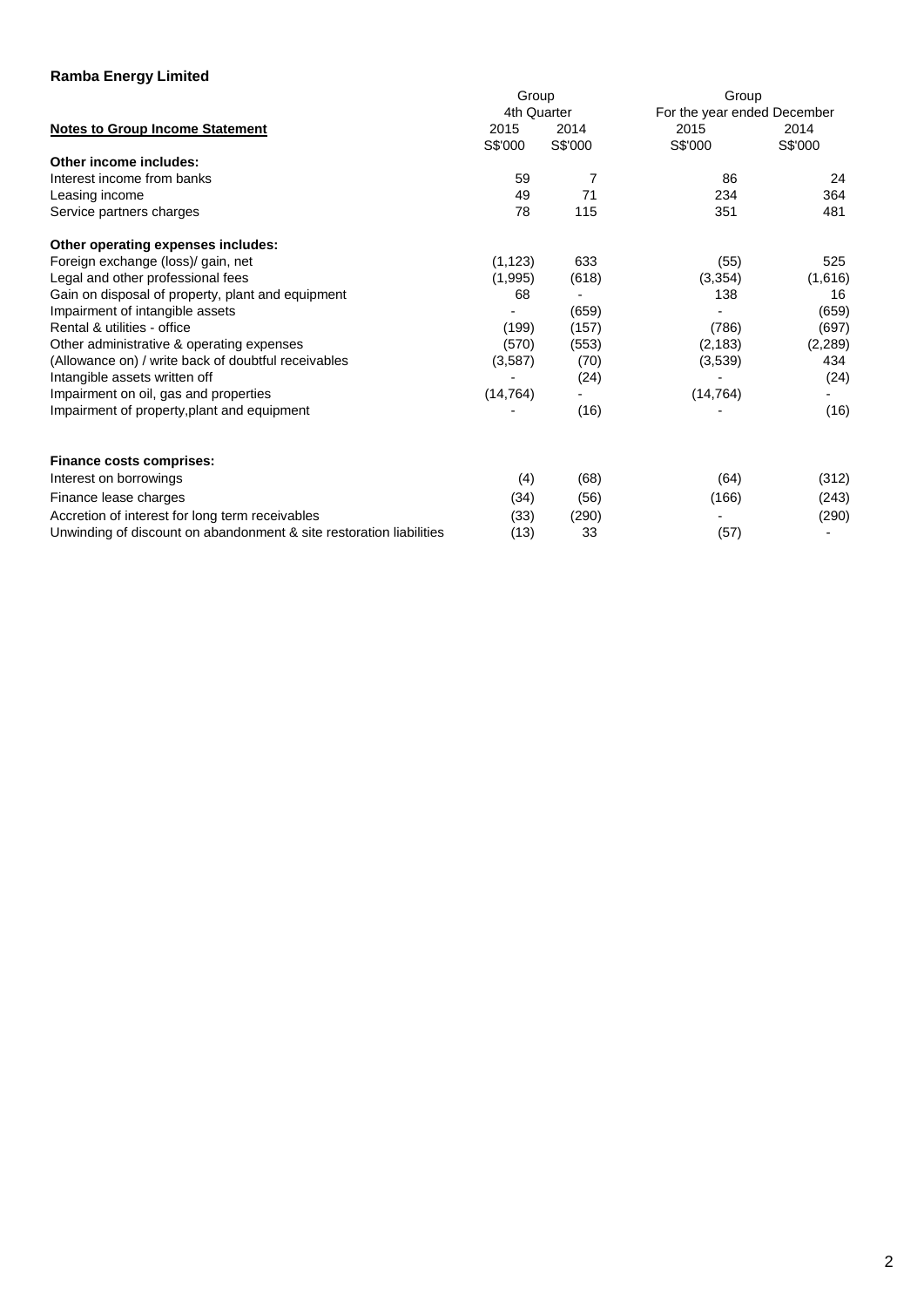**Ramba Energy Limited**

| Notes to Group Income Statement | Group 4th Quarter 2015 | Group 4th Quarter 2014 | Group For the year ended December 2015 | Group For the year ended December 2014 |
|---|---|---|---|---|
| | S$'000 | S$'000 | S$'000 | S$'000 |
| **Other income includes:** | | | | |
| Interest income from banks | 59 | 7 | 86 | 24 |
| Leasing income | 49 | 71 | 234 | 364 |
| Service partners charges | 78 | 115 | 351 | 481 |
| **Other operating expenses includes:** | | | | |
| Foreign exchange (loss)/ gain, net | (1,123) | 633 | (55) | 525 |
| Legal and other professional fees | (1,995) | (618) | (3,354) | (1,616) |
| Gain on disposal of property, plant and equipment | 68 | - | 138 | 16 |
| Impairment of intangible assets | - | (659) | - | (659) |
| Rental & utilities - office | (199) | (157) | (786) | (697) |
| Other administrative & operating expenses | (570) | (553) | (2,183) | (2,289) |
| (Allowance on) / write back of doubtful receivables | (3,587) | (70) | (3,539) | 434 |
| Intangible assets written off | - | (24) | - | (24) |
| Impairment on oil, gas and properties | (14,764) | - | (14,764) | - |
| Impairment of property,plant and equipment | - | (16) | - | (16) |
| **Finance costs comprises:** | | | | |
| Interest on borrowings | (4) | (68) | (64) | (312) |
| Finance lease charges | (34) | (56) | (166) | (243) |
| Accretion of interest for long term receivables | (33) | (290) | - | (290) |
| Unwinding of discount on abandonment & site restoration liabilities | (13) | 33 | (57) | - |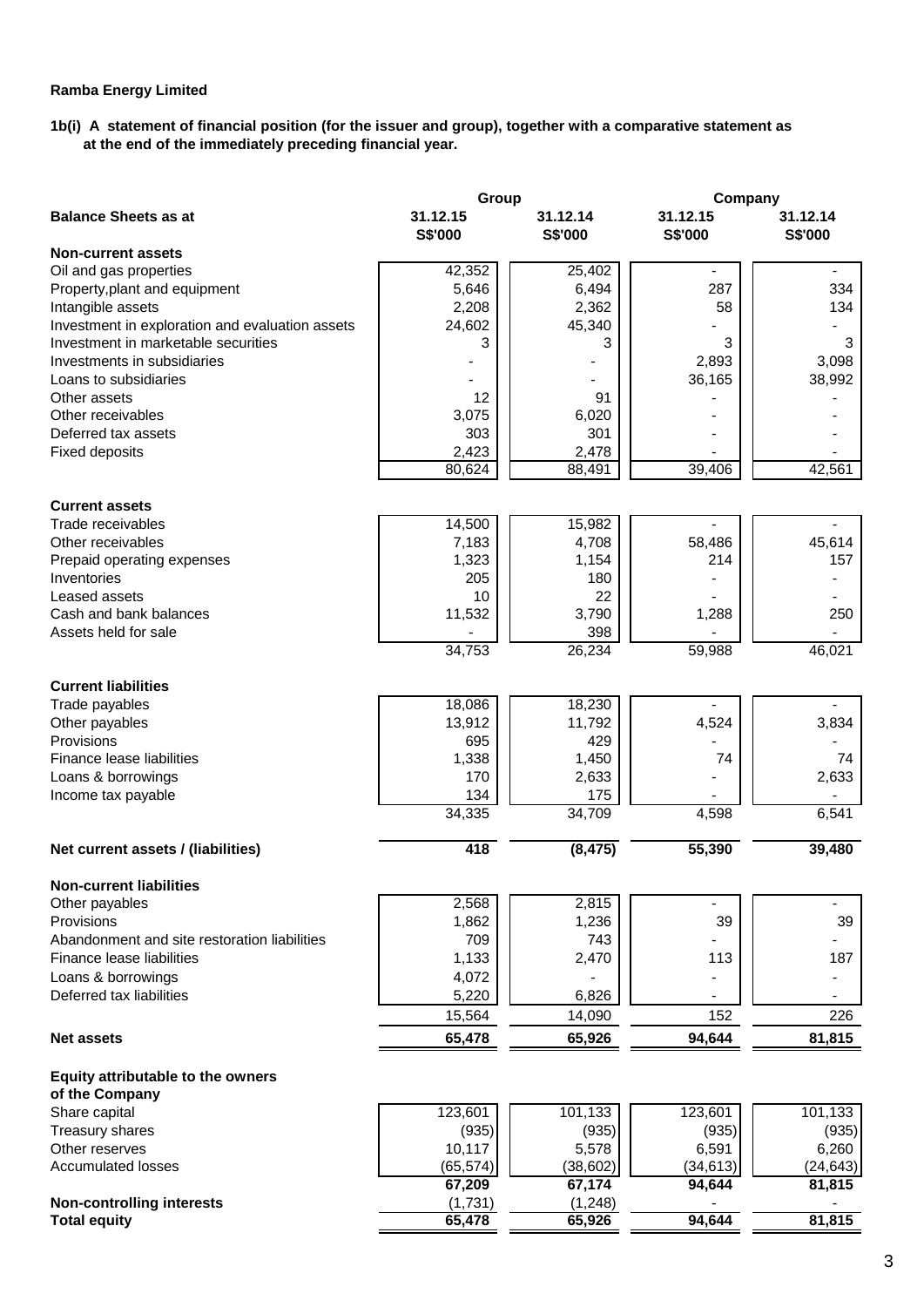**Ramba Energy Limited**

**1b(i) A statement of financial position (for the issuer and group), together with a comparative statement as at the end of the immediately preceding financial year.**

| Balance Sheets as at | Group | | Company | |
|---|---|---|---|---|
| | 31.12.15 S$'000 | 31.12.14 S$'000 | 31.12.15 S$'000 | 31.12.14 S$'000 |
| **Non-current assets** | | | | |
| Oil and gas properties | 42,352 | 25,402 | - | - |
| Property,plant and equipment | 5,646 | 6,494 | 287 | 334 |
| Intangible assets | 2,208 | 2,362 | 58 | 134 |
| Investment in exploration and evaluation assets | 24,602 | 45,340 | - | - |
| Investment in marketable securities | 3 | 3 | 3 | 3 |
| Investments in subsidiaries | - | - | 2,893 | 3,098 |
| Loans to subsidiaries | - | - | 36,165 | 38,992 |
| Other assets | 12 | 91 | - | - |
| Other receivables | 3,075 | 6,020 | - | - |
| Deferred tax assets | 303 | 301 | - | - |
| Fixed deposits | 2,423 | 2,478 | - | - |
| | 80,624 | 88,491 | 39,406 | 42,561 |
| **Current assets** | | | | |
| Trade receivables | 14,500 | 15,982 | - | - |
| Other receivables | 7,183 | 4,708 | 58,486 | 45,614 |
| Prepaid operating expenses | 1,323 | 1,154 | 214 | 157 |
| Inventories | 205 | 180 | - | - |
| Leased assets | 10 | 22 | - | - |
| Cash and bank balances | 11,532 | 3,790 | 1,288 | 250 |
| Assets held for sale | - | 398 | - | - |
| | 34,753 | 26,234 | 59,988 | 46,021 |
| **Current liabilities** | | | | |
| Trade payables | 18,086 | 18,230 | - | - |
| Other payables | 13,912 | 11,792 | 4,524 | 3,834 |
| Provisions | 695 | 429 | - | - |
| Finance lease liabilities | 1,338 | 1,450 | 74 | 74 |
| Loans & borrowings | 170 | 2,633 | - | 2,633 |
| Income tax payable | 134 | 175 | - | - |
| | 34,335 | 34,709 | 4,598 | 6,541 |
| **Net current assets / (liabilities)** | **418** | **(8,475)** | **55,390** | **39,480** |
| **Non-current liabilities** | | | | |
| Other payables | 2,568 | 2,815 | - | - |
| Provisions | 1,862 | 1,236 | 39 | 39 |
| Abandonment and site restoration liabilities | 709 | 743 | - | - |
| Finance lease liabilities | 1,133 | 2,470 | 113 | 187 |
| Loans & borrowings | 4,072 | - | - | - |
| Deferred tax liabilities | 5,220 | 6,826 | - | - |
| | 15,564 | 14,090 | 152 | 226 |
| **Net assets** | **65,478** | **65,926** | **94,644** | **81,815** |
| **Equity attributable to the owners of the Company** | | | | |
| Share capital | 123,601 | 101,133 | 123,601 | 101,133 |
| Treasury shares | (935) | (935) | (935) | (935) |
| Other reserves | 10,117 | 5,578 | 6,591 | 6,260 |
| Accumulated losses | (65,574) | (38,602) | (34,613) | (24,643) |
| | **67,209** | **67,174** | **94,644** | **81,815** |
| **Non-controlling interests** | (1,731) | (1,248) | - | - |
| **Total equity** | **65,478** | **65,926** | **94,644** | **81,815** |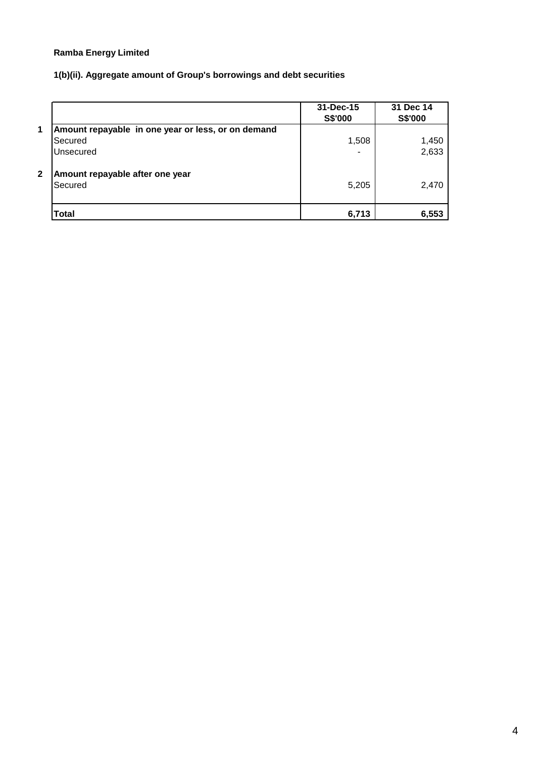**Ramba Energy Limited**

**1(b)(ii). Aggregate amount of Group's borrowings and debt securities**

| | | 31-Dec-15<br>S$'000 | 31 Dec 14<br>S$'000 |
|---|---|---|---|
| **1** | **Amount repayable in one year or less, or on demand** | | |
| | Secured | 1,508 | 1,450 |
| | Unsecured | - | 2,633 |
| **2** | **Amount repayable after one year** | | |
| | Secured | 5,205 | 2,470 |
| | **Total** | **6,713** | **6,553** |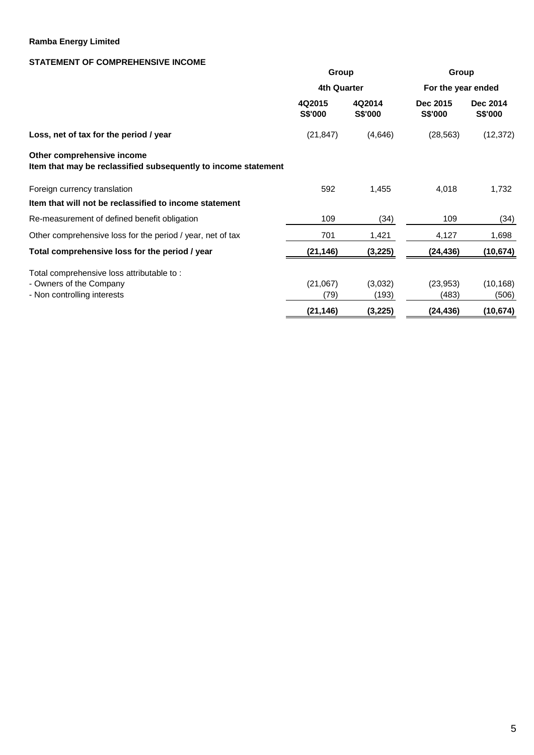**Ramba Energy Limited**

**STATEMENT OF COMPREHENSIVE INCOME**

| | Group | | Group | |
|---|---|---|---|---|
| | 4th Quarter | | For the year ended | |
| | 4Q2015 S$'000 | 4Q2014 S$'000 | Dec 2015 S$'000 | Dec 2014 S$'000 |
| **Loss, net of tax for the period / year** | (21,847) | (4,646) | (28,563) | (12,372) |
| **Other comprehensive income** | | | | |
| **Item that may be reclassified subsequently to income statement** | | | | |
| Foreign currency translation | 592 | 1,455 | 4,018 | 1,732 |
| **Item that will not be reclassified to income statement** | | | | |
| Re-measurement of defined benefit obligation | 109 | (34) | 109 | (34) |
| Other comprehensive loss for the period / year, net of tax | 701 | 1,421 | 4,127 | 1,698 |
| **Total comprehensive loss for the period / year** | **(21,146)** | **(3,225)** | **(24,436)** | **(10,674)** |
| Total comprehensive loss attributable to : | | | | |
| - Owners of the Company | (21,067) | (3,032) | (23,953) | (10,168) |
| - Non controlling interests | (79) | (193) | (483) | (506) |
| | **(21,146)** | **(3,225)** | **(24,436)** | **(10,674)** |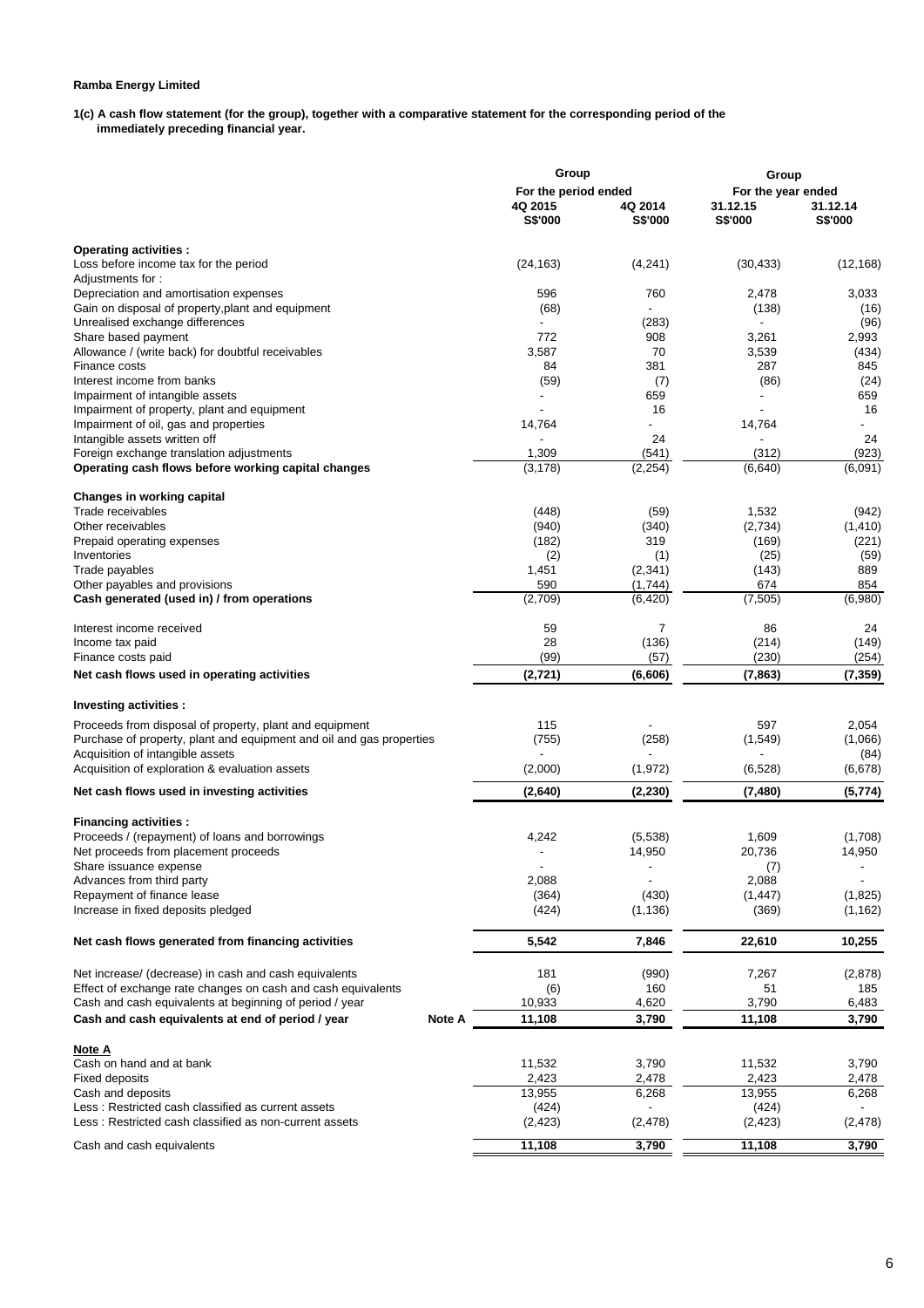**Ramba Energy Limited**

**1(c) A cash flow statement (for the group), together with a comparative statement for the corresponding period of the immediately preceding financial year.**

| | Group | | Group | |
|---|---|---|---|---|
| | For the period ended | | For the year ended | |
| | 4Q 2015 | 4Q 2014 | 31.12.15 | 31.12.14 |
| | S$'000 | S$'000 | S$'000 | S$'000 |
| **Operating activities :** | | | | |
| Loss before income tax for the period | (24,163) | (4,241) | (30,433) | (12,168) |
| Adjustments for : | | | | |
| Depreciation and amortisation expenses | 596 | 760 | 2,478 | 3,033 |
| Gain on disposal of property,plant and equipment | (68) | - | (138) | (16) |
| Unrealised exchange differences | - | (283) | - | (96) |
| Share based payment | 772 | 908 | 3,261 | 2,993 |
| Allowance / (write back) for doubtful receivables | 3,587 | 70 | 3,539 | (434) |
| Finance costs | 84 | 381 | 287 | 845 |
| Interest income from banks | (59) | (7) | (86) | (24) |
| Impairment of intangible assets | - | 659 | - | 659 |
| Impairment of property, plant and equipment | - | 16 | - | 16 |
| Impairment of oil, gas and properties | 14,764 | - | 14,764 | - |
| Intangible assets written off | - | 24 | - | 24 |
| Foreign exchange translation adjustments | 1,309 | (541) | (312) | (923) |
| **Operating cash flows before working capital changes** | (3,178) | (2,254) | (6,640) | (6,091) |
| **Changes in working capital** | | | | |
| Trade receivables | (448) | (59) | 1,532 | (942) |
| Other receivables | (940) | (340) | (2,734) | (1,410) |
| Prepaid operating expenses | (182) | 319 | (169) | (221) |
| Inventories | (2) | (1) | (25) | (59) |
| Trade payables | 1,451 | (2,341) | (143) | 889 |
| Other payables and provisions | 590 | (1,744) | 674 | 854 |
| **Cash generated (used in) / from operations** | (2,709) | (6,420) | (7,505) | (6,980) |
| Interest income received | 59 | 7 | 86 | 24 |
| Income tax paid | 28 | (136) | (214) | (149) |
| Finance costs paid | (99) | (57) | (230) | (254) |
| **Net cash flows used in operating activities** | **(2,721)** | **(6,606)** | **(7,863)** | **(7,359)** |
| **Investing activities :** | | | | |
| Proceeds from disposal of property, plant and equipment | 115 | - | 597 | 2,054 |
| Purchase of property, plant and equipment and oil and gas properties | (755) | (258) | (1,549) | (1,066) |
| Acquisition of intangible assets | - | - | - | (84) |
| Acquisition of exploration & evaluation assets | (2,000) | (1,972) | (6,528) | (6,678) |
| **Net cash flows used in investing activities** | **(2,640)** | **(2,230)** | **(7,480)** | **(5,774)** |
| **Financing activities :** | | | | |
| Proceeds / (repayment) of loans and borrowings | 4,242 | (5,538) | 1,609 | (1,708) |
| Net proceeds from placement proceeds | - | 14,950 | 20,736 | 14,950 |
| Share issuance expense | - | - | (7) | - |
| Advances from third party | 2,088 | - | 2,088 | - |
| Repayment of finance lease | (364) | (430) | (1,447) | (1,825) |
| Increase in fixed deposits pledged | (424) | (1,136) | (369) | (1,162) |
| **Net cash flows generated from financing activities** | **5,542** | **7,846** | **22,610** | **10,255** |
| Net increase/ (decrease) in cash and cash equivalents | 181 | (990) | 7,267 | (2,878) |
| Effect of exchange rate changes on cash and cash equivalents | (6) | 160 | 51 | 185 |
| Cash and cash equivalents at beginning of period / year | 10,933 | 4,620 | 3,790 | 6,483 |
| **Cash and cash equivalents at end of period / year** **Note A** | **11,108** | **3,790** | **11,108** | **3,790** |

**Note A**

| | 4Q 2015 | 4Q 2014 | 31.12.15 | 31.12.14 |
|---|---|---|---|---|
| Cash on hand and at bank | 11,532 | 3,790 | 11,532 | 3,790 |
| Fixed deposits | 2,423 | 2,478 | 2,423 | 2,478 |
| Cash and deposits | 13,955 | 6,268 | 13,955 | 6,268 |
| Less : Restricted cash classified as current assets | (424) | - | (424) | - |
| Less : Restricted cash classified as non-current assets | (2,423) | (2,478) | (2,423) | (2,478) |
| Cash and cash equivalents | 11,108 | 3,790 | 11,108 | 3,790 |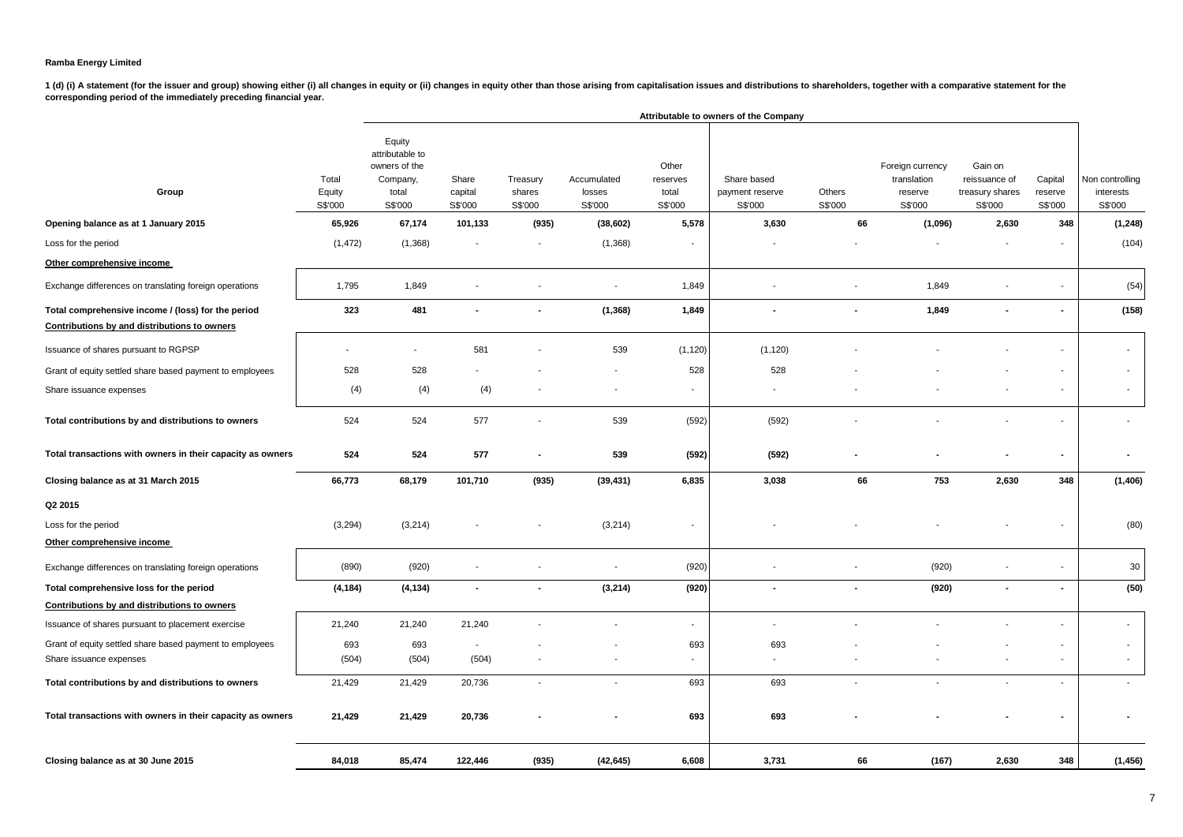**Ramba Energy Limited**

**1 (d) (i) A statement (for the issuer and group) showing either (i) all changes in equity or (ii) changes in equity other than those arising from capitalisation issues and distributions to shareholders, together with a comparative statement for the corresponding period of the immediately preceding financial year.**

| Group | Total Equity S$'000 | Equity attributable to owners of the Company, total S$'000 | Share capital S$'000 | Treasury shares S$'000 | Accumulated losses S$'000 | Other reserves total S$'000 | Share based payment reserve S$'000 | Others S$'000 | Foreign currency translation reserve S$'000 | Gain on reissuance of treasury shares S$'000 | Capital reserve S$'000 | Non controlling interests S$'000 |
|---|---|---|---|---|---|---|---|---|---|---|---|---|
| | | Attributable to owners of the Company | | | | | | | | | | |
| **Opening balance as at 1 January 2015** | **65,926** | **67,174** | **101,133** | **(935)** | **(38,602)** | **5,578** | **3,630** | **66** | **(1,096)** | **2,630** | **348** | **(1,248)** |
| Loss for the period | (1,472) | (1,368) | - | - | (1,368) | - | - | - | - | - | - | (104) |
| <u>Other comprehensive income</u> | | | | | | | | | | | | |
| Exchange differences on translating foreign operations | 1,795 | 1,849 | - | - | - | 1,849 | - | - | 1,849 | - | - | (54) |
| **Total comprehensive income / (loss) for the period** | **323** | **481** | **-** | **-** | **(1,368)** | **1,849** | **-** | **-** | **1,849** | **-** | **-** | **(158)** |
| **<u>Contributions by and distributions to owners</u>** | | | | | | | | | | | | |
| Issuance of shares pursuant to RGPSP | - | - | 581 | - | 539 | (1,120) | (1,120) | - | - | - | - | - |
| Grant of equity settled share based payment to employees | 528 | 528 | - | - | - | 528 | 528 | - | - | - | - | - |
| Share issuance expenses | (4) | (4) | (4) | - | - | - | - | - | - | - | - | - |
| **Total contributions by and distributions to owners** | 524 | 524 | 577 | - | 539 | (592) | (592) | - | - | - | - | - |
| **Total transactions with owners in their capacity as owners** | **524** | **524** | **577** | **-** | **539** | **(592)** | **(592)** | **-** | **-** | **-** | **-** | **-** |
| **Closing balance as at 31 March 2015** | **66,773** | **68,179** | **101,710** | **(935)** | **(39,431)** | **6,835** | **3,038** | **66** | **753** | **2,630** | **348** | **(1,406)** |
| **Q2 2015** | | | | | | | | | | | | |
| Loss for the period | (3,294) | (3,214) | - | - | (3,214) | - | - | - | - | - | - | (80) |
| <u>Other comprehensive income</u> | | | | | | | | | | | | |
| Exchange differences on translating foreign operations | (890) | (920) | - | - | - | (920) | - | - | (920) | - | - | 30 |
| **Total comprehensive loss for the period** | **(4,184)** | **(4,134)** | **-** | **-** | **(3,214)** | **(920)** | **-** | **-** | **(920)** | **-** | **-** | **(50)** |
| **<u>Contributions by and distributions to owners</u>** | | | | | | | | | | | | |
| Issuance of shares pursuant to placement exercise | 21,240 | 21,240 | 21,240 | - | - | - | - | - | - | - | - | - |
| Grant of equity settled share based payment to employees | 693 | 693 | - | - | - | 693 | 693 | - | - | - | - | - |
| Share issuance expenses | (504) | (504) | (504) | - | - | - | - | - | - | - | - | - |
| **Total contributions by and distributions to owners** | 21,429 | 21,429 | 20,736 | - | - | 693 | 693 | - | - | - | - | - |
| **Total transactions with owners in their capacity as owners** | **21,429** | **21,429** | **20,736** | **-** | **-** | **693** | **693** | **-** | **-** | **-** | **-** | **-** |
| **Closing balance as at 30 June 2015** | **84,018** | **85,474** | **122,446** | **(935)** | **(42,645)** | **6,608** | **3,731** | **66** | **(167)** | **2,630** | **348** | **(1,456)** |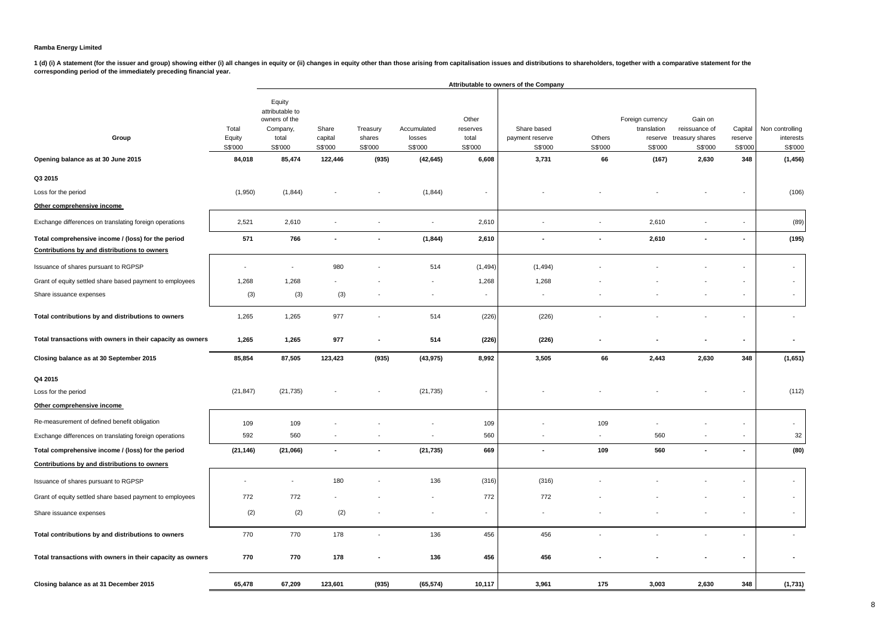**Ramba Energy Limited**

**1 (d) (i) A statement (for the issuer and group) showing either (i) all changes in equity or (ii) changes in equity other than those arising from capitalisation issues and distributions to shareholders, together with a comparative statement for the corresponding period of the immediately preceding financial year.**

| | | Attributable to owners of the Company | | | | | | | | | | |
|---|---|---|---|---|---|---|---|---|---|---|---|---|
| **Group** | Total Equity S$'000 | Equity attributable to owners of the Company, total S$'000 | Share capital S$'000 | Treasury shares S$'000 | Accumulated losses S$'000 | Other reserves total S$'000 | Share based payment reserve S$'000 | Others S$'000 | Foreign currency translation reserve S$'000 | Gain on reissuance of treasury shares S$'000 | Capital reserve S$'000 | Non controlling interests S$'000 |
| **Opening balance as at 30 June 2015** | **84,018** | **85,474** | **122,446** | **(935)** | **(42,645)** | **6,608** | **3,731** | **66** | **(167)** | **2,630** | **348** | **(1,456)** |
| **Q3 2015** | | | | | | | | | | | | |
| Loss for the period | (1,950) | (1,844) | - | - | (1,844) | - | - | - | - | - | - | (106) |
| **Other comprehensive income** | | | | | | | | | | | | |
| Exchange differences on translating foreign operations | 2,521 | 2,610 | - | - | - | 2,610 | - | - | 2,610 | - | - | (89) |
| **Total comprehensive income / (loss) for the period** | **571** | **766** | **-** | **-** | **(1,844)** | **2,610** | **-** | **-** | **2,610** | **-** | **-** | **(195)** |
| **Contributions by and distributions to owners** | | | | | | | | | | | | |
| Issuance of shares pursuant to RGPSP | - | - | 980 | - | 514 | (1,494) | (1,494) | - | - | - | - | - |
| Grant of equity settled share based payment to employees | 1,268 | 1,268 | - | - | - | 1,268 | 1,268 | - | - | - | - | - |
| Share issuance expenses | (3) | (3) | (3) | - | - | - | - | - | - | - | - | - |
| **Total contributions by and distributions to owners** | 1,265 | 1,265 | 977 | - | 514 | (226) | (226) | - | - | - | - | - |
| **Total transactions with owners in their capacity as owners** | **1,265** | **1,265** | **977** | **-** | **514** | **(226)** | **(226)** | **-** | **-** | **-** | **-** | **-** |
| **Closing balance as at 30 September 2015** | **85,854** | **87,505** | **123,423** | **(935)** | **(43,975)** | **8,992** | **3,505** | **66** | **2,443** | **2,630** | **348** | **(1,651)** |
| **Q4 2015** | | | | | | | | | | | | |
| Loss for the period | (21,847) | (21,735) | - | - | (21,735) | - | - | - | - | - | - | (112) |
| **Other comprehensive income** | | | | | | | | | | | | |
| Re-measurement of defined benefit obligation | 109 | 109 | - | - | - | 109 | - | 109 | - | - | - | - |
| Exchange differences on translating foreign operations | 592 | 560 | - | - | - | 560 | - | - | 560 | - | - | 32 |
| **Total comprehensive income / (loss) for the period** | **(21,146)** | **(21,066)** | **-** | **-** | **(21,735)** | **669** | **-** | **109** | **560** | **-** | **-** | **(80)** |
| **Contributions by and distributions to owners** | | | | | | | | | | | | |
| Issuance of shares pursuant to RGPSP | - | - | 180 | - | 136 | (316) | (316) | - | - | - | - | - |
| Grant of equity settled share based payment to employees | 772 | 772 | - | - | - | 772 | 772 | - | - | - | - | - |
| Share issuance expenses | (2) | (2) | (2) | - | - | - | - | - | - | - | - | - |
| **Total contributions by and distributions to owners** | 770 | 770 | 178 | - | 136 | 456 | 456 | - | - | - | - | - |
| **Total transactions with owners in their capacity as owners** | **770** | **770** | **178** | **-** | **136** | **456** | **456** | **-** | **-** | **-** | **-** | **-** |
| **Closing balance as at 31 December 2015** | **65,478** | **67,209** | **123,601** | **(935)** | **(65,574)** | **10,117** | **3,961** | **175** | **3,003** | **2,630** | **348** | **(1,731)** |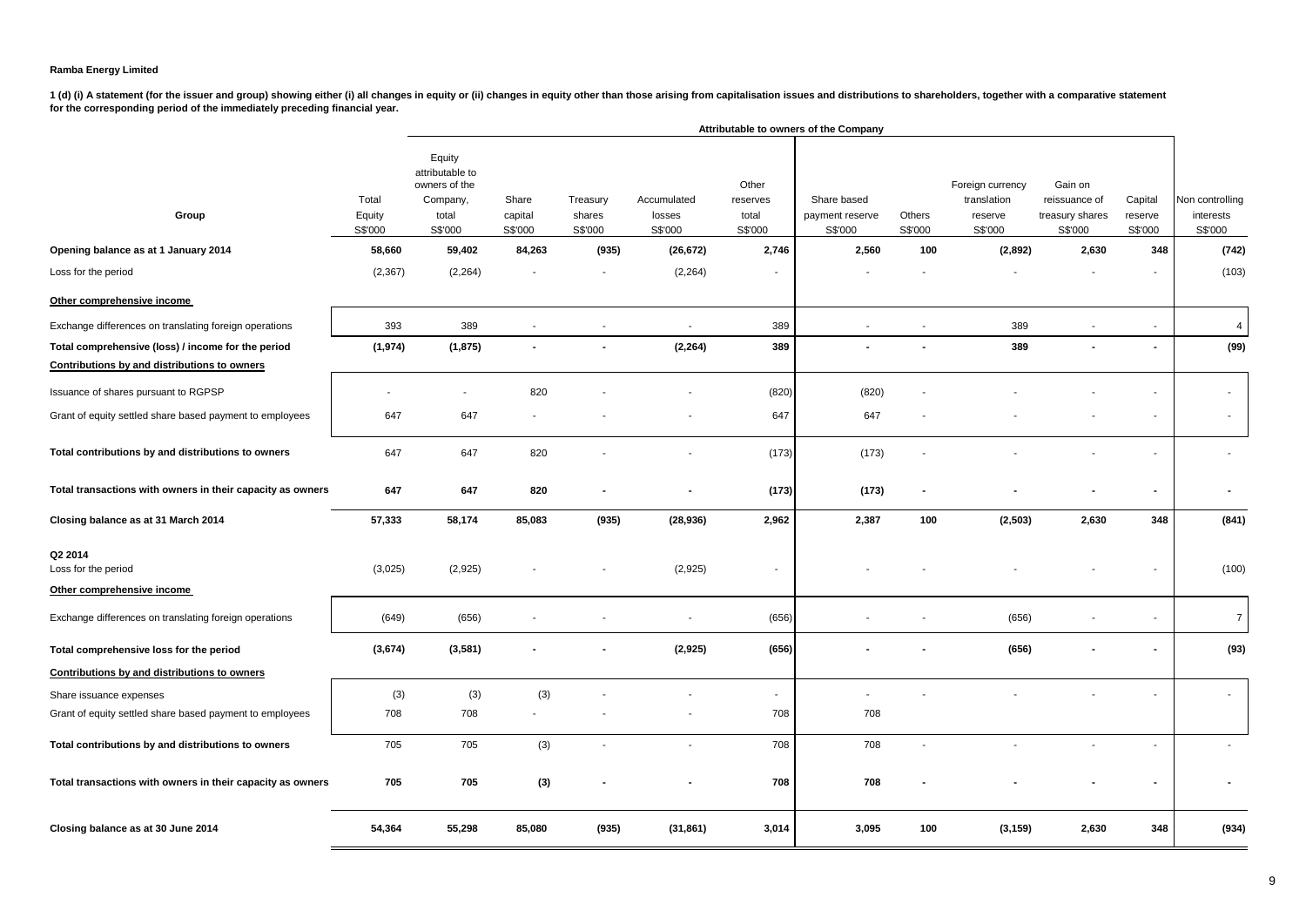**Ramba Energy Limited**

**1 (d) (i) A statement (for the issuer and group) showing either (i) all changes in equity or (ii) changes in equity other than those arising from capitalisation issues and distributions to shareholders, together with a comparative statement for the corresponding period of the immediately preceding financial year.**

| Group | Total Equity S$'000 | Equity attributable to owners of the Company, total S$'000 | Share capital S$'000 | Treasury shares S$'000 | Accumulated losses S$'000 | Other reserves total S$'000 | Share based payment reserve S$'000 | Others S$'000 | Foreign currency translation reserve S$'000 | Gain on reissuance of treasury shares S$'000 | Capital reserve S$'000 | Non controlling interests S$'000 |
|---|---|---|---|---|---|---|---|---|---|---|---|---|
| | | Attributable to owners of the Company | | | | | | | | | | |
| **Opening balance as at 1 January 2014** | **58,660** | **59,402** | **84,263** | **(935)** | **(26,672)** | **2,746** | **2,560** | **100** | **(2,892)** | **2,630** | **348** | **(742)** |
| Loss for the period | (2,367) | (2,264) | - | - | (2,264) | - | - | - | - | - | - | (103) |
| **Other comprehensive income** | | | | | | | | | | | | |
| Exchange differences on translating foreign operations | 393 | 389 | - | - | - | 389 | - | - | 389 | - | - | 4 |
| **Total comprehensive (loss) / income for the period** | **(1,974)** | **(1,875)** | **-** | **-** | **(2,264)** | **389** | **-** | **-** | **389** | **-** | **-** | **(99)** |
| **Contributions by and distributions to owners** | | | | | | | | | | | | |
| Issuance of shares pursuant to RGPSP | - | - | 820 | - | - | (820) | (820) | - | - | - | - | - |
| Grant of equity settled share based payment to employees | 647 | 647 | - | - | - | 647 | 647 | - | - | - | - | - |
| **Total contributions by and distributions to owners** | 647 | 647 | 820 | - | - | (173) | (173) | - | - | - | - | - |
| **Total transactions with owners in their capacity as owners** | **647** | **647** | **820** | **-** | **-** | **(173)** | **(173)** | **-** | **-** | **-** | **-** | **-** |
| **Closing balance as at 31 March 2014** | **57,333** | **58,174** | **85,083** | **(935)** | **(28,936)** | **2,962** | **2,387** | **100** | **(2,503)** | **2,630** | **348** | **(841)** |
| **Q2 2014** | | | | | | | | | | | | |
| Loss for the period | (3,025) | (2,925) | - | - | (2,925) | - | - | - | - | - | - | (100) |
| **Other comprehensive income** | | | | | | | | | | | | |
| Exchange differences on translating foreign operations | (649) | (656) | - | - | - | (656) | - | - | (656) | - | - | 7 |
| **Total comprehensive loss for the period** | **(3,674)** | **(3,581)** | **-** | **-** | **(2,925)** | **(656)** | **-** | **-** | **(656)** | **-** | **-** | **(93)** |
| **Contributions by and distributions to owners** | | | | | | | | | | | | |
| Share issuance expenses | (3) | (3) | (3) | - | - | - | - | - | - | - | - | - |
| Grant of equity settled share based payment to employees | 708 | 708 | - | - | - | 708 | 708 | | | | | |
| **Total contributions by and distributions to owners** | 705 | 705 | (3) | - | - | 708 | 708 | - | - | - | - | - |
| **Total transactions with owners in their capacity as owners** | **705** | **705** | **(3)** | **-** | **-** | **708** | **708** | **-** | **-** | **-** | **-** | **-** |
| **Closing balance as at 30 June 2014** | **54,364** | **55,298** | **85,080** | **(935)** | **(31,861)** | **3,014** | **3,095** | **100** | **(3,159)** | **2,630** | **348** | **(934)** |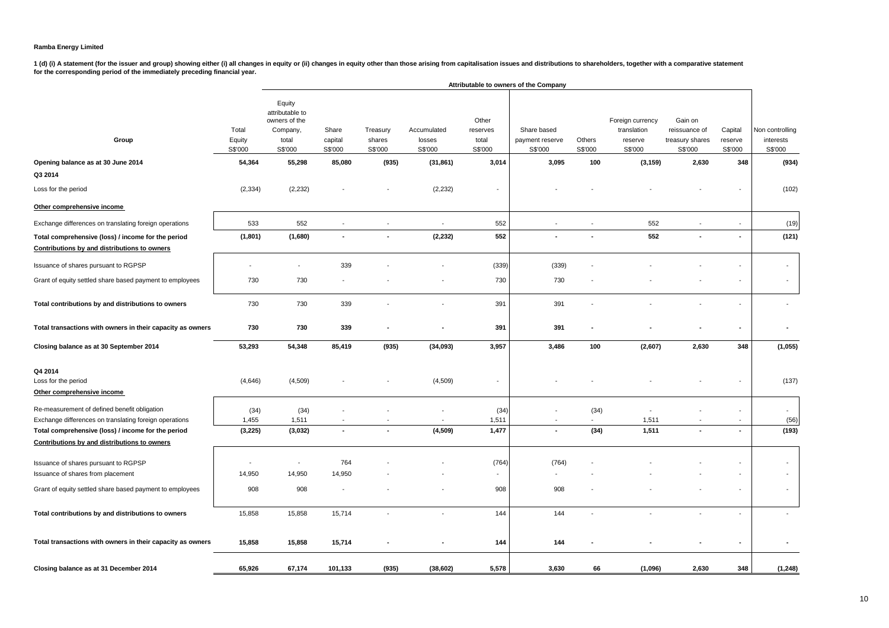**Ramba Energy Limited**

**1 (d) (i) A statement (for the issuer and group) showing either (i) all changes in equity or (ii) changes in equity other than those arising from capitalisation issues and distributions to shareholders, together with a comparative statement for the corresponding period of the immediately preceding financial year.**

| Group | Total Equity S$'000 | Equity attributable to owners of the Company, total S$'000 | Share capital S$'000 | Treasury shares S$'000 | Accumulated losses S$'000 | Other reserves total S$'000 | Share based payment reserve S$'000 | Others S$'000 | Foreign currency translation reserve S$'000 | Gain on reissuance of treasury shares S$'000 | Capital reserve S$'000 | Non controlling interests S$'000 |
|---|---|---|---|---|---|---|---|---|---|---|---|---|
| | | Attributable to owners of the Company | | | | | | | | | | |
| **Opening balance as at 30 June 2014** | **54,364** | **55,298** | **85,080** | **(935)** | **(31,861)** | **3,014** | **3,095** | **100** | **(3,159)** | **2,630** | **348** | **(934)** |
| **Q3 2014** | | | | | | | | | | | | |
| Loss for the period | (2,334) | (2,232) | - | - | (2,232) | - | - | - | - | - | - | (102) |
| **Other comprehensive income** | | | | | | | | | | | | |
| Exchange differences on translating foreign operations | 533 | 552 | - | - | - | 552 | - | - | 552 | - | - | (19) |
| **Total comprehensive (loss) / income for the period** | **(1,801)** | **(1,680)** | **-** | **-** | **(2,232)** | **552** | **-** | **-** | **552** | **-** | **-** | **(121)** |
| **Contributions by and distributions to owners** | | | | | | | | | | | | |
| Issuance of shares pursuant to RGPSP | - | - | 339 | - | - | (339) | (339) | - | - | - | - | - |
| Grant of equity settled share based payment to employees | 730 | 730 | - | - | - | 730 | 730 | - | - | - | - | - |
| **Total contributions by and distributions to owners** | 730 | 730 | 339 | - | - | 391 | 391 | - | - | - | - | - |
| **Total transactions with owners in their capacity as owners** | **730** | **730** | **339** | **-** | **-** | **391** | **391** | **-** | **-** | **-** | **-** | **-** |
| **Closing balance as at 30 September 2014** | **53,293** | **54,348** | **85,419** | **(935)** | **(34,093)** | **3,957** | **3,486** | **100** | **(2,607)** | **2,630** | **348** | **(1,055)** |
| **Q4 2014** | | | | | | | | | | | | |
| Loss for the period | (4,646) | (4,509) | - | - | (4,509) | - | - | - | - | - | - | (137) |
| **Other comprehensive income** | | | | | | | | | | | | |
| Re-measurement of defined benefit obligation | (34) | (34) | - | - | - | (34) | - | (34) | - | - | - | - |
| Exchange differences on translating foreign operations | 1,455 | 1,511 | - | - | - | 1,511 | - | - | 1,511 | - | - | (56) |
| **Total comprehensive (loss) / income for the period** | **(3,225)** | **(3,032)** | **-** | **-** | **(4,509)** | **1,477** | **-** | **(34)** | **1,511** | **-** | **-** | **(193)** |
| **Contributions by and distributions to owners** | | | | | | | | | | | | |
| Issuance of shares pursuant to RGPSP | - | - | 764 | - | - | (764) | (764) | - | - | - | - | - |
| Issuance of shares from placement | 14,950 | 14,950 | 14,950 | - | - | - | - | - | - | - | - | - |
| Grant of equity settled share based payment to employees | 908 | 908 | - | - | - | 908 | 908 | - | - | - | - | - |
| **Total contributions by and distributions to owners** | 15,858 | 15,858 | 15,714 | - | - | 144 | 144 | - | - | - | - | - |
| **Total transactions with owners in their capacity as owners** | **15,858** | **15,858** | **15,714** | **-** | **-** | **144** | **144** | **-** | **-** | **-** | **-** | **-** |
| **Closing balance as at 31 December 2014** | **65,926** | **67,174** | **101,133** | **(935)** | **(38,602)** | **5,578** | **3,630** | **66** | **(1,096)** | **2,630** | **348** | **(1,248)** |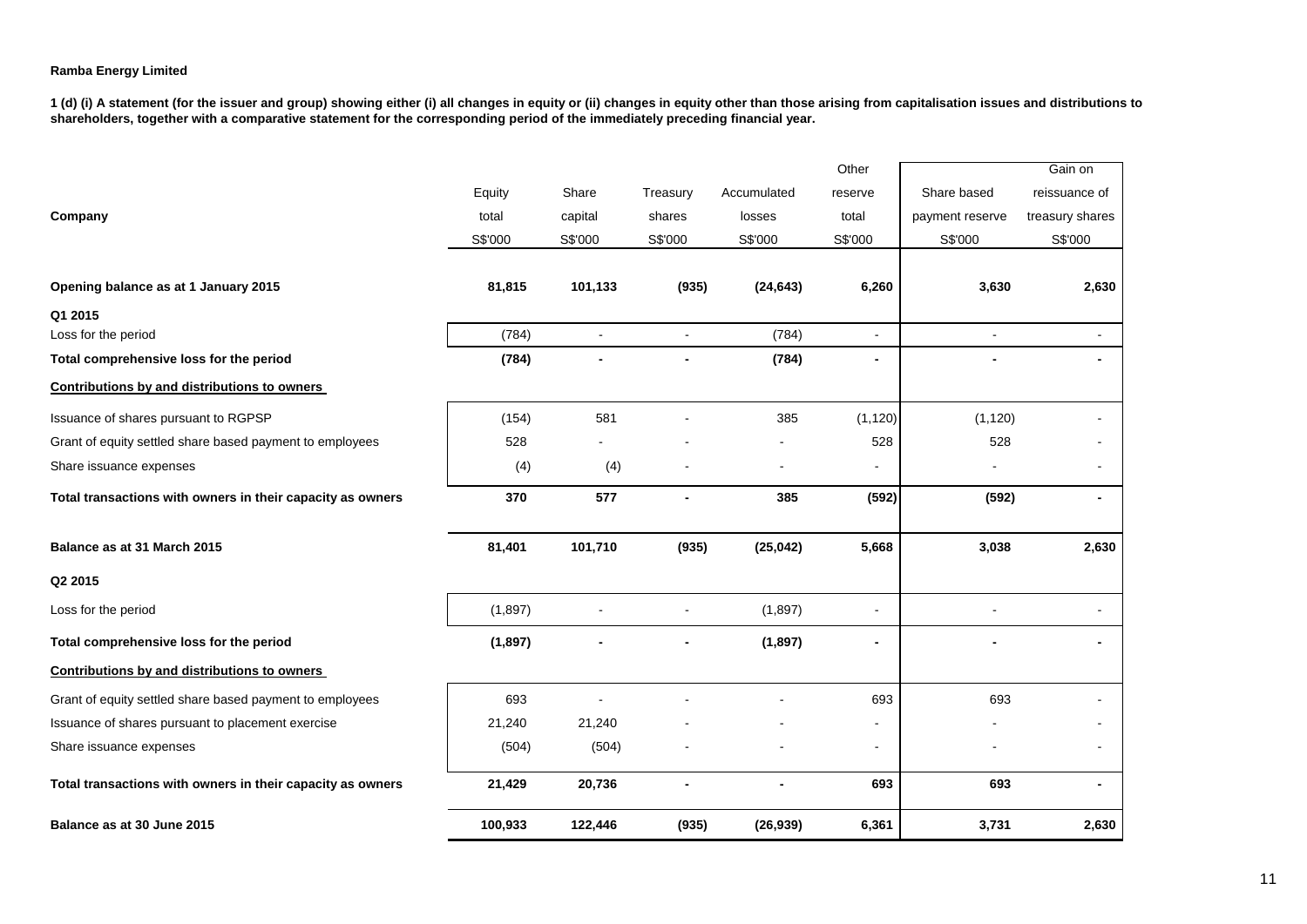**Ramba Energy Limited**

**1 (d) (i) A statement (for the issuer and group) showing either (i) all changes in equity or (ii) changes in equity other than those arising from capitalisation issues and distributions to shareholders, together with a comparative statement for the corresponding period of the immediately preceding financial year.**

| Company | Equity total | Share capital | Treasury shares | Accumulated losses | Other reserve total | Share based payment reserve | Gain on reissuance of treasury shares |
|---|---|---|---|---|---|---|---|
| | S$'000 | S$'000 | S$'000 | S$'000 | S$'000 | S$'000 | S$'000 |
| **Opening balance as at 1 January 2015** | **81,815** | **101,133** | **(935)** | **(24,643)** | **6,260** | **3,630** | **2,630** |
| **Q1 2015** | | | | | | | |
| Loss for the period | (784) | - | - | (784) | - | - | - |
| **Total comprehensive loss for the period** | **(784)** | **-** | **-** | **(784)** | **-** | **-** | **-** |
| **Contributions by and distributions to owners** | | | | | | | |
| Issuance of shares pursuant to RGPSP | (154) | 581 | - | 385 | (1,120) | (1,120) | - |
| Grant of equity settled share based payment to employees | 528 | - | - | - | 528 | 528 | - |
| Share issuance expenses | (4) | (4) | - | - | - | - | - |
| **Total transactions with owners in their capacity as owners** | **370** | **577** | **-** | **385** | **(592)** | **(592)** | **-** |
| **Balance as at 31 March 2015** | **81,401** | **101,710** | **(935)** | **(25,042)** | **5,668** | **3,038** | **2,630** |
| **Q2 2015** | | | | | | | |
| Loss for the period | (1,897) | - | - | (1,897) | - | - | - |
| **Total comprehensive loss for the period** | **(1,897)** | **-** | **-** | **(1,897)** | **-** | **-** | **-** |
| **Contributions by and distributions to owners** | | | | | | | |
| Grant of equity settled share based payment to employees | 693 | - | - | - | 693 | 693 | - |
| Issuance of shares pursuant to placement exercise | 21,240 | 21,240 | - | - | - | - | - |
| Share issuance expenses | (504) | (504) | - | - | - | - | - |
| **Total transactions with owners in their capacity as owners** | **21,429** | **20,736** | **-** | **-** | **693** | **693** | **-** |
| **Balance as at 30 June 2015** | **100,933** | **122,446** | **(935)** | **(26,939)** | **6,361** | **3,731** | **2,630** |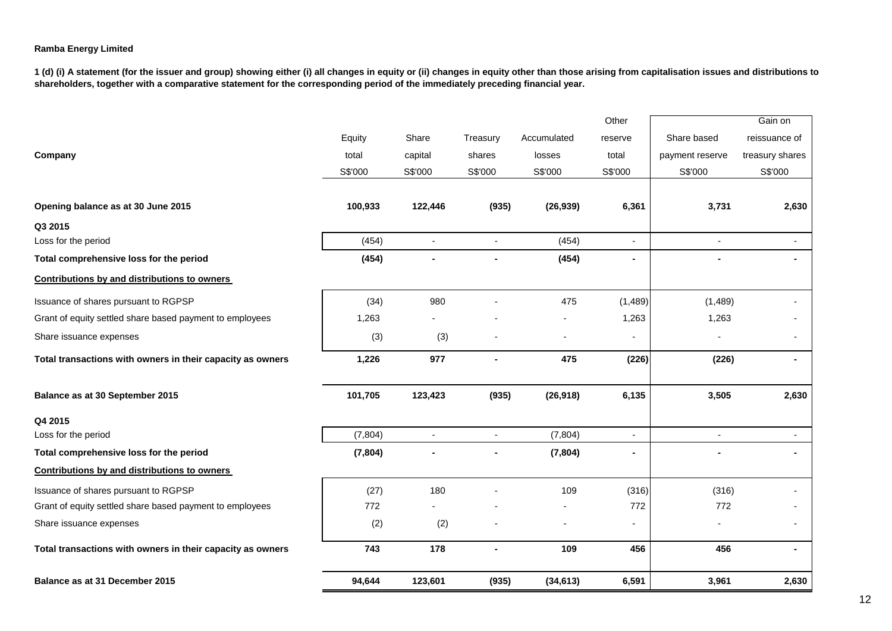**Ramba Energy Limited**

**1 (d) (i) A statement (for the issuer and group) showing either (i) all changes in equity or (ii) changes in equity other than those arising from capitalisation issues and distributions to shareholders, together with a comparative statement for the corresponding period of the immediately preceding financial year.**

| Company | Equity total S$'000 | Share capital S$'000 | Treasury shares S$'000 | Accumulated losses S$'000 | Other reserve total S$'000 | Share based payment reserve S$'000 | Gain on reissuance of treasury shares S$'000 |
|---|---|---|---|---|---|---|---|
| **Opening balance as at 30 June 2015** | **100,933** | **122,446** | **(935)** | **(26,939)** | **6,361** | **3,731** | **2,630** |
| **Q3 2015** | | | | | | | |
| Loss for the period | (454) | - | - | (454) | - | - | - |
| **Total comprehensive loss for the period** | **(454)** | **-** | **-** | **(454)** | **-** | **-** | **-** |
| **Contributions by and distributions to owners** | | | | | | | |
| Issuance of shares pursuant to RGPSP | (34) | 980 | - | 475 | (1,489) | (1,489) | - |
| Grant of equity settled share based payment to employees | 1,263 | - | - | - | 1,263 | 1,263 | - |
| Share issuance expenses | (3) | (3) | - | - | - | - | - |
| **Total transactions with owners in their capacity as owners** | **1,226** | **977** | **-** | **475** | **(226)** | **(226)** | **-** |
| **Balance as at 30 September 2015** | **101,705** | **123,423** | **(935)** | **(26,918)** | **6,135** | **3,505** | **2,630** |
| **Q4 2015** | | | | | | | |
| Loss for the period | (7,804) | - | - | (7,804) | - | - | - |
| **Total comprehensive loss for the period** | **(7,804)** | **-** | **-** | **(7,804)** | **-** | **-** | **-** |
| **Contributions by and distributions to owners** | | | | | | | |
| Issuance of shares pursuant to RGPSP | (27) | 180 | - | 109 | (316) | (316) | - |
| Grant of equity settled share based payment to employees | 772 | - | - | - | 772 | 772 | - |
| Share issuance expenses | (2) | (2) | - | - | - | - | - |
| **Total transactions with owners in their capacity as owners** | **743** | **178** | **-** | **109** | **456** | **456** | **-** |
| **Balance as at 31 December 2015** | **94,644** | **123,601** | **(935)** | **(34,613)** | **6,591** | **3,961** | **2,630** |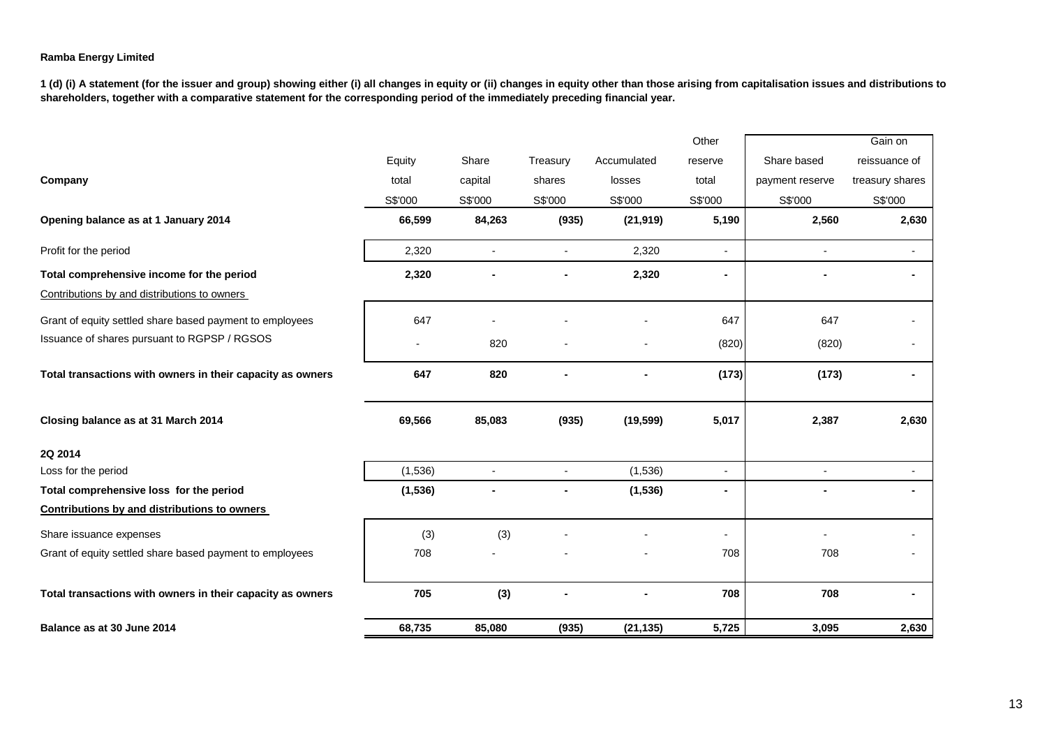**Ramba Energy Limited**

**1 (d) (i) A statement (for the issuer and group) showing either (i) all changes in equity or (ii) changes in equity other than those arising from capitalisation issues and distributions to shareholders, together with a comparative statement for the corresponding period of the immediately preceding financial year.**

| Company | Equity total | Share capital | Treasury shares | Accumulated losses | Other reserve total | Share based payment reserve | Gain on reissuance of treasury shares |
|---|---|---|---|---|---|---|---|
| | S$'000 | S$'000 | S$'000 | S$'000 | S$'000 | S$'000 | S$'000 |
| **Opening balance as at 1 January 2014** | **66,599** | **84,263** | **(935)** | **(21,919)** | **5,190** | **2,560** | **2,630** |
| Profit for the period | 2,320 | - | - | 2,320 | - | - | - |
| **Total comprehensive income for the period** | **2,320** | **-** | **-** | **2,320** | **-** | **-** | **-** |
| Contributions by and distributions to owners | | | | | | | |
| Grant of equity settled share based payment to employees | 647 | - | - | - | 647 | 647 | - |
| Issuance of shares pursuant to RGPSP / RGSOS | - | 820 | - | - | (820) | (820) | - |
| **Total transactions with owners in their capacity as owners** | **647** | **820** | **-** | **-** | **(173)** | **(173)** | **-** |
| **Closing balance as at 31 March 2014** | **69,566** | **85,083** | **(935)** | **(19,599)** | **5,017** | **2,387** | **2,630** |
| **2Q 2014** | | | | | | | |
| Loss for the period | (1,536) | - | - | (1,536) | - | - | - |
| **Total comprehensive loss for the period** | **(1,536)** | **-** | **-** | **(1,536)** | **-** | **-** | **-** |
| **Contributions by and distributions to owners** | | | | | | | |
| Share issuance expenses | (3) | (3) | - | - | - | - | - |
| Grant of equity settled share based payment to employees | 708 | - | - | - | 708 | 708 | - |
| **Total transactions with owners in their capacity as owners** | **705** | **(3)** | **-** | **-** | **708** | **708** | **-** |
| **Balance as at 30 June 2014** | **68,735** | **85,080** | **(935)** | **(21,135)** | **5,725** | **3,095** | **2,630** |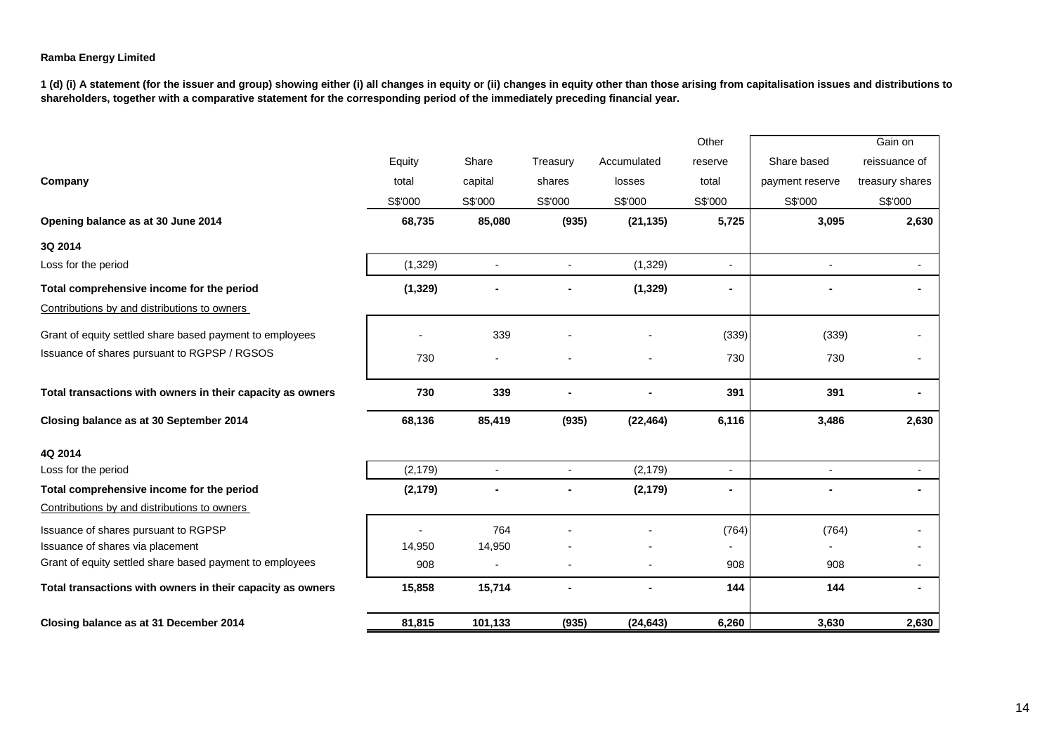**Ramba Energy Limited**

**1 (d) (i) A statement (for the issuer and group) showing either (i) all changes in equity or (ii) changes in equity other than those arising from capitalisation issues and distributions to shareholders, together with a comparative statement for the corresponding period of the immediately preceding financial year.**

| Company | Equity total | Share capital | Treasury shares | Accumulated losses | Other reserve total | Share based payment reserve | Gain on reissuance of treasury shares |
|---|---|---|---|---|---|---|---|
| | S$'000 | S$'000 | S$'000 | S$'000 | S$'000 | S$'000 | S$'000 |
| **Opening balance as at 30 June 2014** | **68,735** | **85,080** | **(935)** | **(21,135)** | **5,725** | **3,095** | **2,630** |
| **3Q 2014** | | | | | | | |
| Loss for the period | (1,329) | - | - | (1,329) | - | - | - |
| **Total comprehensive income for the period** | **(1,329)** | **-** | **-** | **(1,329)** | **-** | **-** | **-** |
| Contributions by and distributions to owners | | | | | | | |
| Grant of equity settled share based payment to employees | - | 339 | - | - | (339) | (339) | - |
| Issuance of shares pursuant to RGPSP / RGSOS | 730 | - | - | - | 730 | 730 | - |
| **Total transactions with owners in their capacity as owners** | **730** | **339** | **-** | **-** | **391** | **391** | **-** |
| **Closing balance as at 30 September 2014** | **68,136** | **85,419** | **(935)** | **(22,464)** | **6,116** | **3,486** | **2,630** |
| **4Q 2014** | | | | | | | |
| Loss for the period | (2,179) | - | - | (2,179) | - | - | - |
| **Total comprehensive income for the period** | **(2,179)** | **-** | **-** | **(2,179)** | **-** | **-** | **-** |
| Contributions by and distributions to owners | | | | | | | |
| Issuance of shares pursuant to RGPSP | - | 764 | - | - | (764) | (764) | - |
| Issuance of shares via placement | 14,950 | 14,950 | - | - | - | - | - |
| Grant of equity settled share based payment to employees | 908 | - | - | - | 908 | 908 | - |
| **Total transactions with owners in their capacity as owners** | **15,858** | **15,714** | **-** | **-** | **144** | **144** | **-** |
| **Closing balance as at 31 December 2014** | **81,815** | **101,133** | **(935)** | **(24,643)** | **6,260** | **3,630** | **2,630** |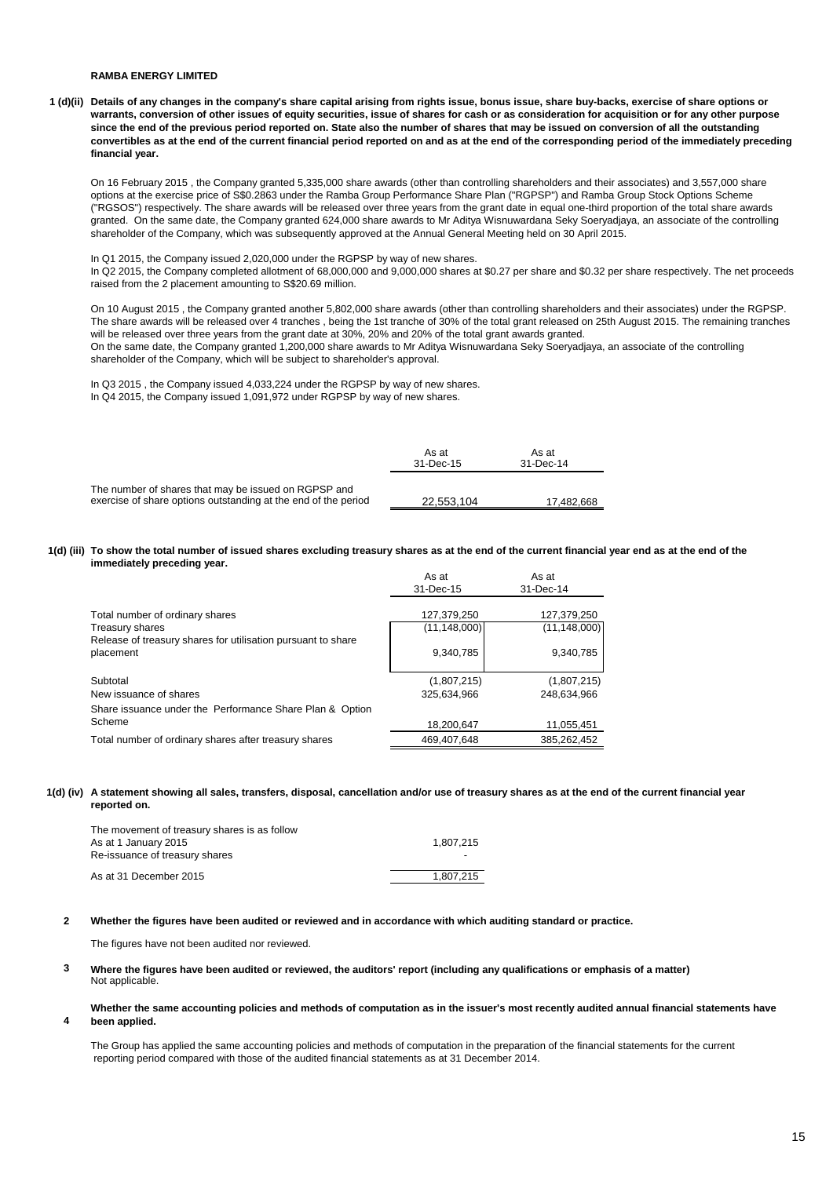**RAMBA ENERGY LIMITED**

**1 (d)(ii) Details of any changes in the company's share capital arising from rights issue, bonus issue, share buy-backs, exercise of share options or warrants, conversion of other issues of equity securities, issue of shares for cash or as consideration for acquisition or for any other purpose since the end of the previous period reported on. State also the number of shares that may be issued on conversion of all the outstanding convertibles as at the end of the current financial period reported on and as at the end of the corresponding period of the immediately preceding financial year.**

On 16 February 2015 , the Company granted 5,335,000 share awards (other than controlling shareholders and their associates) and 3,557,000 share options at the exercise price of S$0.2863 under the Ramba Group Performance Share Plan ("RGPSP") and Ramba Group Stock Options Scheme ("RGSOS") respectively. The share awards will be released over three years from the grant date in equal one-third proportion of the total share awards granted. On the same date, the Company granted 624,000 share awards to Mr Aditya Wisnuwardana Seky Soeryadjaya, an associate of the controlling shareholder of the Company, which was subsequently approved at the Annual General Meeting held on 30 April 2015.

In Q1 2015, the Company issued 2,020,000 under the RGPSP by way of new shares.
In Q2 2015, the Company completed allotment of 68,000,000 and 9,000,000 shares at $0.27 per share and $0.32 per share respectively. The net proceeds raised from the 2 placement amounting to S$20.69 million.

On 10 August 2015 , the Company granted another 5,802,000 share awards (other than controlling shareholders and their associates) under the RGPSP. The share awards will be released over 4 tranches , being the 1st tranche of 30% of the total grant released on 25th August 2015. The remaining tranches will be released over three years from the grant date at 30%, 20% and 20% of the total grant awards granted.
On the same date, the Company granted 1,200,000 share awards to Mr Aditya Wisnuwardana Seky Soeryadjaya, an associate of the controlling shareholder of the Company, which will be subject to shareholder's approval.

In Q3 2015 , the Company issued 4,033,224 under the RGPSP by way of new shares.
In Q4 2015, the Company issued 1,091,972 under RGPSP by way of new shares.

| | As at 31-Dec-15 | As at 31-Dec-14 |
|---|---|---|
| The number of shares that may be issued on RGPSP and exercise of share options outstanding at the end of the period | 22,553,104 | 17,482,668 |

**1(d) (iii) To show the total number of issued shares excluding treasury shares as at the end of the current financial year end as at the end of the immediately preceding year.**

| | As at 31-Dec-15 | As at 31-Dec-14 |
|---|---|---|
| Total number of ordinary shares | 127,379,250 | 127,379,250 |
| Treasury shares | (11,148,000) | (11,148,000) |
| Release of treasury shares for utilisation pursuant to share placement | 9,340,785 | 9,340,785 |
| Subtotal | (1,807,215) | (1,807,215) |
| New issuance of shares | 325,634,966 | 248,634,966 |
| Share issuance under the Performance Share Plan & Option Scheme | 18,200,647 | 11,055,451 |
| Total number of ordinary shares after treasury shares | 469,407,648 | 385,262,452 |

**1(d) (iv) A statement showing all sales, transfers, disposal, cancellation and/or use of treasury shares as at the end of the current financial year reported on.**

| The movement of treasury shares is as follow | |
|---|---|
| As at 1 January 2015 | 1,807,215 |
| Re-issuance of treasury shares | - |
| As at 31 December 2015 | 1,807,215 |

**2 Whether the figures have been audited or reviewed and in accordance with which auditing standard or practice.**

The figures have not been audited nor reviewed.

**3 Where the figures have been audited or reviewed, the auditors' report (including any qualifications or emphasis of a matter)**
Not applicable.

**4 Whether the same accounting policies and methods of computation as in the issuer's most recently audited annual financial statements have been applied.**

The Group has applied the same accounting policies and methods of computation in the preparation of the financial statements for the current reporting period compared with those of the audited financial statements as at 31 December 2014.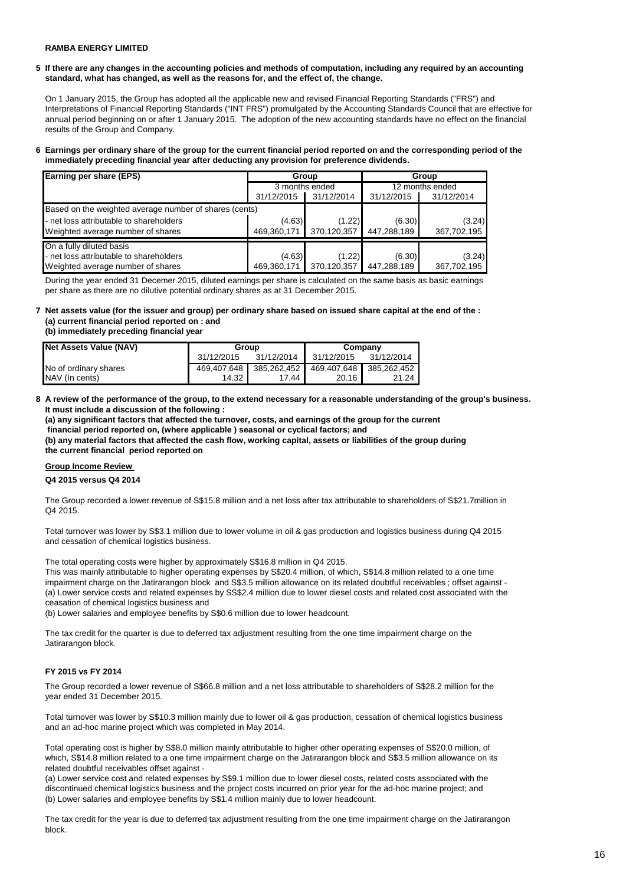**RAMBA ENERGY LIMITED**

**5 If there are any changes in the accounting policies and methods of computation, including any required by an accounting standard, what has changed, as well as the reasons for, and the effect of, the change.**

On 1 January 2015, the Group has adopted all the applicable new and revised Financial Reporting Standards ("FRS") and Interpretations of Financial Reporting Standards ("INT FRS") promulgated by the Accounting Standards Council that are effective for annual period beginning on or after 1 January 2015. The adoption of the new accounting standards have no effect on the financial results of the Group and Company.

**6 Earnings per ordinary share of the group for the current financial period reported on and the corresponding period of the immediately preceding financial year after deducting any provision for preference dividends.**

| Earning per share (EPS) | Group | | Group | |
|---|---|---|---|---|
| | 3 months ended | | 12 months ended | |
| | 31/12/2015 | 31/12/2014 | 31/12/2015 | 31/12/2014 |
| Based on the weighted average number of shares (cents) | | | | |
| - net loss attributable to shareholders | (4.63) | (1.22) | (6.30) | (3.24) |
| Weighted average number of shares | 469,360,171 | 370,120,357 | 447,288,189 | 367,702,195 |
| On a fully diluted basis | | | | |
| - net loss attributable to shareholders | (4.63) | (1.22) | (6.30) | (3.24) |
| Weighted average number of shares | 469,360,171 | 370,120,357 | 447,288,189 | 367,702,195 |

During the year ended 31 Decemer 2015, diluted earnings per share is calculated on the same basis as basic earnings per share as there are no dilutive potential ordinary shares as at 31 December 2015.

**7 Net assets value (for the issuer and group) per ordinary share based on issued share capital at the end of the :**
**(a) current financial period reported on : and**
**(b) immediately preceding financial year**

| Net Assets Value (NAV) | Group | | Company | |
|---|---|---|---|---|
| | 31/12/2015 | 31/12/2014 | 31/12/2015 | 31/12/2014 |
| No of ordinary shares | 469,407,648 | 385,262,452 | 469,407,648 | 385,262,452 |
| NAV (In cents) | 14.32 | 17.44 | 20.16 | 21.24 |

**8 A review of the performance of the group, to the extend necessary for a reasonable understanding of the group's business. It must include a discussion of the following :**
**(a) any significant factors that affected the turnover, costs, and earnings of the group for the current financial period reported on, (where applicable ) seasonal or cyclical factors; and**
**(b) any material factors that affected the cash flow, working capital, assets or liabilities of the group during the current financial period reported on**

**Group Income Review**

**Q4 2015 versus Q4 2014**

The Group recorded a lower revenue of S$15.8 million and a net loss after tax attributable to shareholders of S$21.7million in Q4 2015.

Total turnover was lower by S$3.1 million due to lower volume in oil & gas production and logistics business during Q4 2015 and cessation of chemical logistics business.

The total operating costs were higher by approximately S$16.8 million in Q4 2015.
This was mainly attributable to higher operating expenses by S$20.4 million, of which, S$14.8 million related to a one time impairment charge on the Jatirarangon block and S$3.5 million allowance on its related doubtful receivables ; offset against -
(a) Lower service costs and related expenses by SS$2.4 million due to lower diesel costs and related cost associated with the ceasation of chemical logistics business and
(b) Lower salaries and employee benefits by S$0.6 million due to lower headcount.

The tax credit for the quarter is due to deferred tax adjustment resulting from the one time impairment charge on the Jatirarangon block.

**FY 2015 vs FY 2014**

The Group recorded a lower revenue of S$66.8 million and a net loss attributable to shareholders of S$28.2 million for the year ended 31 December 2015.

Total turnover was lower by S$10.3 million mainly due to lower oil & gas production, cessation of chemical logistics business and an ad-hoc marine project which was completed in May 2014.

Total operating cost is higher by S$8.0 million mainly attributable to higher other operating expenses of S$20.0 million, of which, S$14.8 million related to a one time impairment charge on the Jatirarangon block and S$3.5 million allowance on its related doubtful receivables offset against -
(a) Lower service cost and related expenses by S$9.1 million due to lower diesel costs, related costs associated with the discontinued chemical logistics business and the project costs incurred on prior year for the ad-hoc marine project; and
(b) Lower salaries and employee benefits by S$1.4 million mainly due to lower headcount.

The tax credit for the year is due to deferred tax adjustment resulting from the one time impairment charge on the Jatirarangon block.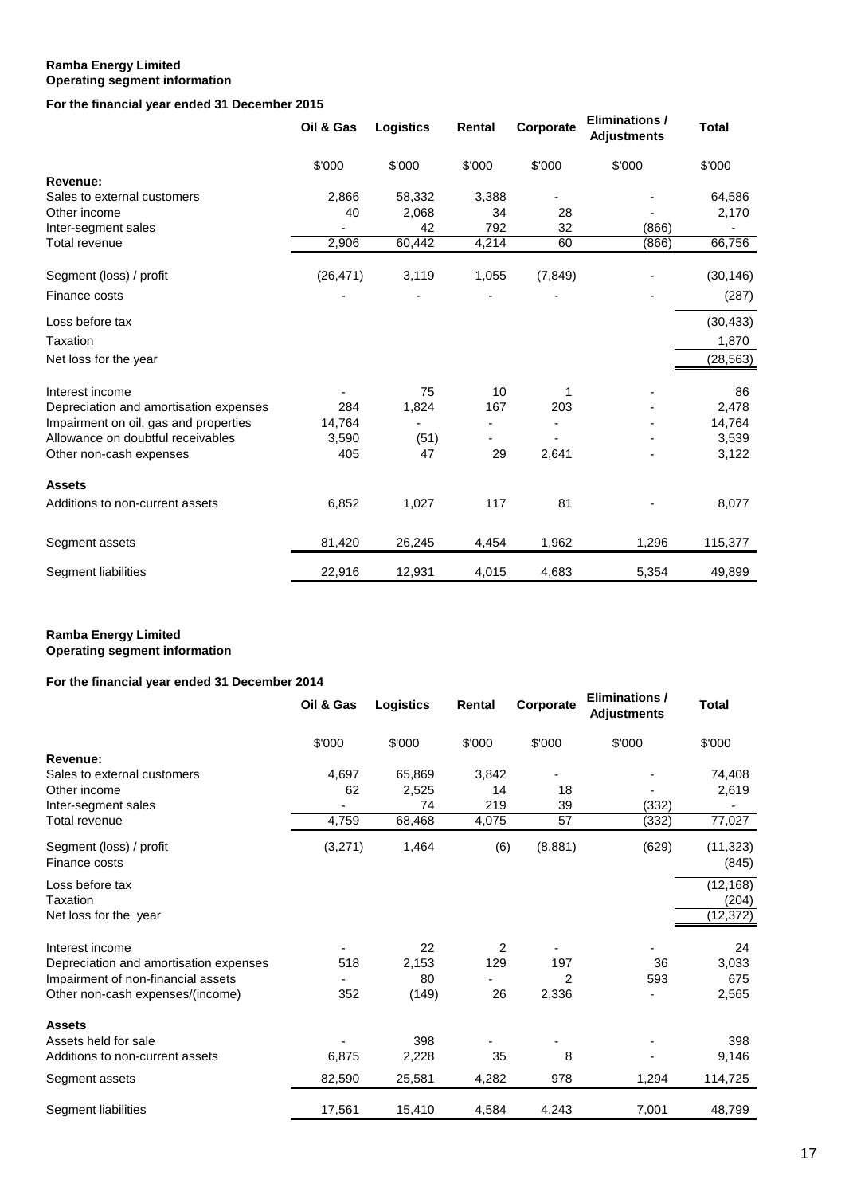**Ramba Energy Limited**
**Operating segment information**

**For the financial year ended 31 December 2015**

| | Oil & Gas | Logistics | Rental | Corporate | Eliminations / Adjustments | Total |
|---|---|---|---|---|---|---|
| | $'000 | $'000 | $'000 | $'000 | $'000 | $'000 |
| **Revenue:** | | | | | | |
| Sales to external customers | 2,866 | 58,332 | 3,388 | - | - | 64,586 |
| Other income | 40 | 2,068 | 34 | 28 | - | 2,170 |
| Inter-segment sales | - | 42 | 792 | 32 | (866) | - |
| Total revenue | 2,906 | 60,442 | 4,214 | 60 | (866) | 66,756 |
| Segment (loss) / profit | (26,471) | 3,119 | 1,055 | (7,849) | - | (30,146) |
| Finance costs | - | - | - | - | - | (287) |
| Loss before tax | | | | | | (30,433) |
| Taxation | | | | | | 1,870 |
| Net loss for the year | | | | | | (28,563) |
| Interest income | - | 75 | 10 | 1 | - | 86 |
| Depreciation and amortisation expenses | 284 | 1,824 | 167 | 203 | - | 2,478 |
| Impairment on oil, gas and properties | 14,764 | - | - | - | - | 14,764 |
| Allowance on doubtful receivables | 3,590 | (51) | - | - | - | 3,539 |
| Other non-cash expenses | 405 | 47 | 29 | 2,641 | - | 3,122 |
| **Assets** | | | | | | |
| Additions to non-current assets | 6,852 | 1,027 | 117 | 81 | - | 8,077 |
| Segment assets | 81,420 | 26,245 | 4,454 | 1,962 | 1,296 | 115,377 |
| Segment liabilities | 22,916 | 12,931 | 4,015 | 4,683 | 5,354 | 49,899 |

**Ramba Energy Limited**
**Operating segment information**

**For the financial year ended 31 December 2014**

| | Oil & Gas | Logistics | Rental | Corporate | Eliminations / Adjustments | Total |
|---|---|---|---|---|---|---|
| | $'000 | $'000 | $'000 | $'000 | $'000 | $'000 |
| **Revenue:** | | | | | | |
| Sales to external customers | 4,697 | 65,869 | 3,842 | - | - | 74,408 |
| Other income | 62 | 2,525 | 14 | 18 | - | 2,619 |
| Inter-segment sales | - | 74 | 219 | 39 | (332) | - |
| Total revenue | 4,759 | 68,468 | 4,075 | 57 | (332) | 77,027 |
| Segment (loss) / profit | (3,271) | 1,464 | (6) | (8,881) | (629) | (11,323) |
| Finance costs | | | | | | (845) |
| Loss before tax | | | | | | (12,168) |
| Taxation | | | | | | (204) |
| Net loss for the year | | | | | | (12,372) |
| Interest income | - | 22 | 2 | - | - | 24 |
| Depreciation and amortisation expenses | 518 | 2,153 | 129 | 197 | 36 | 3,033 |
| Impairment of non-financial assets | - | 80 | - | 2 | 593 | 675 |
| Other non-cash expenses/(income) | 352 | (149) | 26 | 2,336 | - | 2,565 |
| **Assets** | | | | | | |
| Assets held for sale | - | 398 | - | - | - | 398 |
| Additions to non-current assets | 6,875 | 2,228 | 35 | 8 | - | 9,146 |
| Segment assets | 82,590 | 25,581 | 4,282 | 978 | 1,294 | 114,725 |
| Segment liabilities | 17,561 | 15,410 | 4,584 | 4,243 | 7,001 | 48,799 |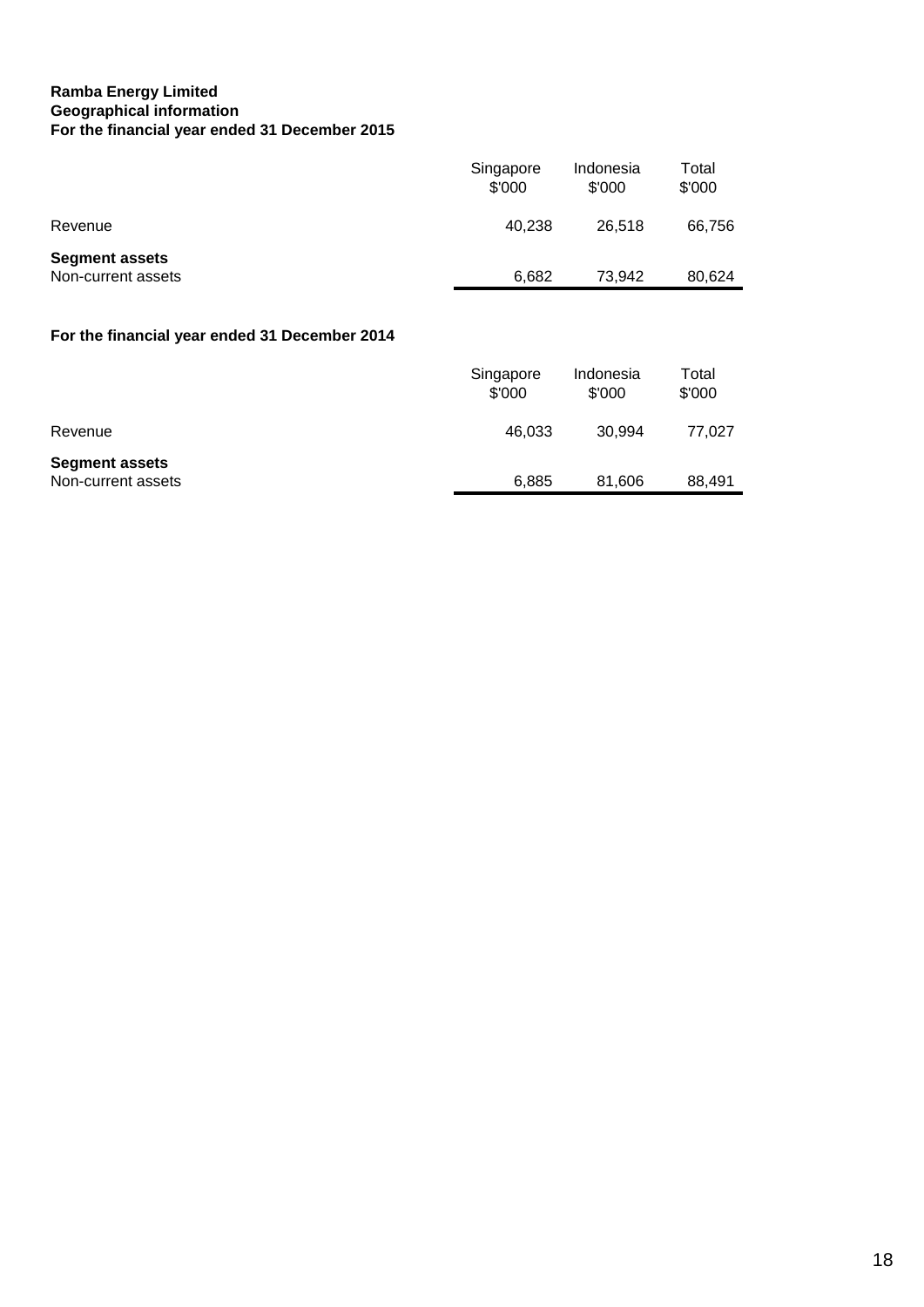**Ramba Energy Limited**
**Geographical information**
**For the financial year ended 31 December 2015**

| | Singapore $'000 | Indonesia $'000 | Total $'000 |
|---|---|---|---|
| Revenue | 40,238 | 26,518 | 66,756 |
| **Segment assets** | | | |
| Non-current assets | 6,682 | 73,942 | 80,624 |

**For the financial year ended 31 December 2014**

| | Singapore $'000 | Indonesia $'000 | Total $'000 |
|---|---|---|---|
| Revenue | 46,033 | 30,994 | 77,027 |
| **Segment assets** | | | |
| Non-current assets | 6,885 | 81,606 | 88,491 |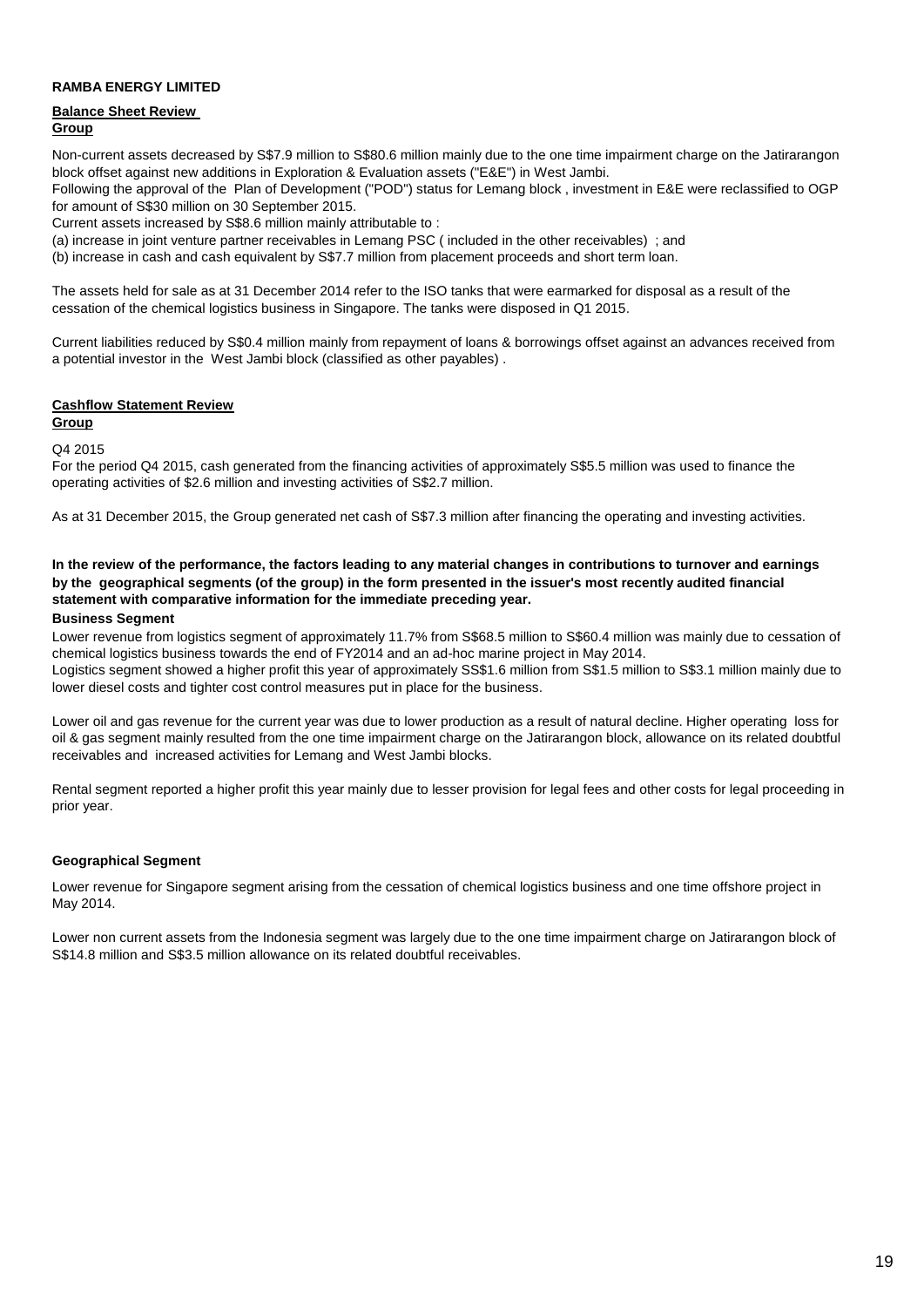**RAMBA ENERGY LIMITED**

**Balance Sheet Review**
**Group**

Non-current assets decreased by S$7.9 million to S$80.6 million mainly due to the one time impairment charge on the Jatirarangon block offset against new additions in Exploration & Evaluation assets ("E&E") in West Jambi.
Following the approval of the Plan of Development ("POD") status for Lemang block , investment in E&E were reclassified to OGP for amount of S$30 million on 30 September 2015.
Current assets increased by S$8.6 million mainly attributable to :
(a) increase in joint venture partner receivables in Lemang PSC ( included in the other receivables) ; and
(b) increase in cash and cash equivalent by S$7.7 million from placement proceeds and short term loan.

The assets held for sale as at 31 December 2014 refer to the ISO tanks that were earmarked for disposal as a result of the cessation of the chemical logistics business in Singapore. The tanks were disposed in Q1 2015.

Current liabilities reduced by S$0.4 million mainly from repayment of loans & borrowings offset against an advances received from a potential investor in the West Jambi block (classified as other payables) .

**Cashflow Statement Review**
**Group**

Q4 2015
For the period Q4 2015, cash generated from the financing activities of approximately S$5.5 million was used to finance the operating activities of $2.6 million and investing activities of S$2.7 million.

As at 31 December 2015, the Group generated net cash of S$7.3 million after financing the operating and investing activities.

**In the review of the performance, the factors leading to any material changes in contributions to turnover and earnings by the geographical segments (of the group) in the form presented in the issuer's most recently audited financial statement with comparative information for the immediate preceding year.**

**Business Segment**

Lower revenue from logistics segment of approximately 11.7% from S$68.5 million to S$60.4 million was mainly due to cessation of chemical logistics business towards the end of FY2014 and an ad-hoc marine project in May 2014.
Logistics segment showed a higher profit this year of approximately SS$1.6 million from S$1.5 million to S$3.1 million mainly due to lower diesel costs and tighter cost control measures put in place for the business.

Lower oil and gas revenue for the current year was due to lower production as a result of natural decline. Higher operating loss for oil & gas segment mainly resulted from the one time impairment charge on the Jatirarangon block, allowance on its related doubtful receivables and increased activities for Lemang and West Jambi blocks.

Rental segment reported a higher profit this year mainly due to lesser provision for legal fees and other costs for legal proceeding in prior year.

**Geographical Segment**

Lower revenue for Singapore segment arising from the cessation of chemical logistics business and one time offshore project in May 2014.

Lower non current assets from the Indonesia segment was largely due to the one time impairment charge on Jatirarangon block of S$14.8 million and S$3.5 million allowance on its related doubtful receivables.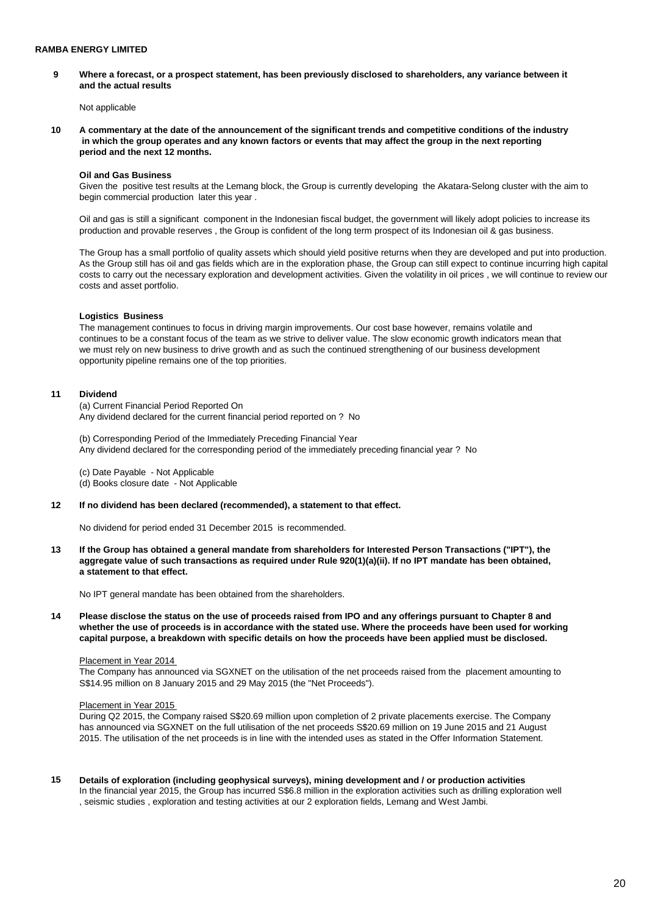**RAMBA ENERGY LIMITED**

**9 Where a forecast, or a prospect statement, has been previously disclosed to shareholders, any variance between it and the actual results**

Not applicable

**10 A commentary at the date of the announcement of the significant trends and competitive conditions of the industry in which the group operates and any known factors or events that may affect the group in the next reporting period and the next 12 months.**

**Oil and Gas Business**

Given the positive test results at the Lemang block, the Group is currently developing the Akatara-Selong cluster with the aim to begin commercial production later this year .

Oil and gas is still a significant component in the Indonesian fiscal budget, the government will likely adopt policies to increase its production and provable reserves , the Group is confident of the long term prospect of its Indonesian oil & gas business.

The Group has a small portfolio of quality assets which should yield positive returns when they are developed and put into production. As the Group still has oil and gas fields which are in the exploration phase, the Group can still expect to continue incurring high capital costs to carry out the necessary exploration and development activities. Given the volatility in oil prices , we will continue to review our costs and asset portfolio.

**Logistics Business**

The management continues to focus in driving margin improvements. Our cost base however, remains volatile and continues to be a constant focus of the team as we strive to deliver value. The slow economic growth indicators mean that we must rely on new business to drive growth and as such the continued strengthening of our business development opportunity pipeline remains one of the top priorities.

**11 Dividend**

(a) Current Financial Period Reported On
Any dividend declared for the current financial period reported on ? No

(b) Corresponding Period of the Immediately Preceding Financial Year
Any dividend declared for the corresponding period of the immediately preceding financial year ? No

(c) Date Payable - Not Applicable
(d) Books closure date - Not Applicable

**12 If no dividend has been declared (recommended), a statement to that effect.**

No dividend for period ended 31 December 2015 is recommended.

**13 If the Group has obtained a general mandate from shareholders for Interested Person Transactions ("IPT"), the aggregate value of such transactions as required under Rule 920(1)(a)(ii). If no IPT mandate has been obtained, a statement to that effect.**

No IPT general mandate has been obtained from the shareholders.

**14 Please disclose the status on the use of proceeds raised from IPO and any offerings pursuant to Chapter 8 and whether the use of proceeds is in accordance with the stated use. Where the proceeds have been used for working capital purpose, a breakdown with specific details on how the proceeds have been applied must be disclosed.**

Placement in Year 2014

The Company has announced via SGXNET on the utilisation of the net proceeds raised from the placement amounting to S$14.95 million on 8 January 2015 and 29 May 2015 (the "Net Proceeds").

Placement in Year 2015

During Q2 2015, the Company raised S$20.69 million upon completion of 2 private placements exercise. The Company has announced via SGXNET on the full utilisation of the net proceeds S$20.69 million on 19 June 2015 and 21 August 2015. The utilisation of the net proceeds is in line with the intended uses as stated in the Offer Information Statement.

**15 Details of exploration (including geophysical surveys), mining development and / or production activities**

In the financial year 2015, the Group has incurred S$6.8 million in the exploration activities such as drilling exploration well , seismic studies , exploration and testing activities at our 2 exploration fields, Lemang and West Jambi.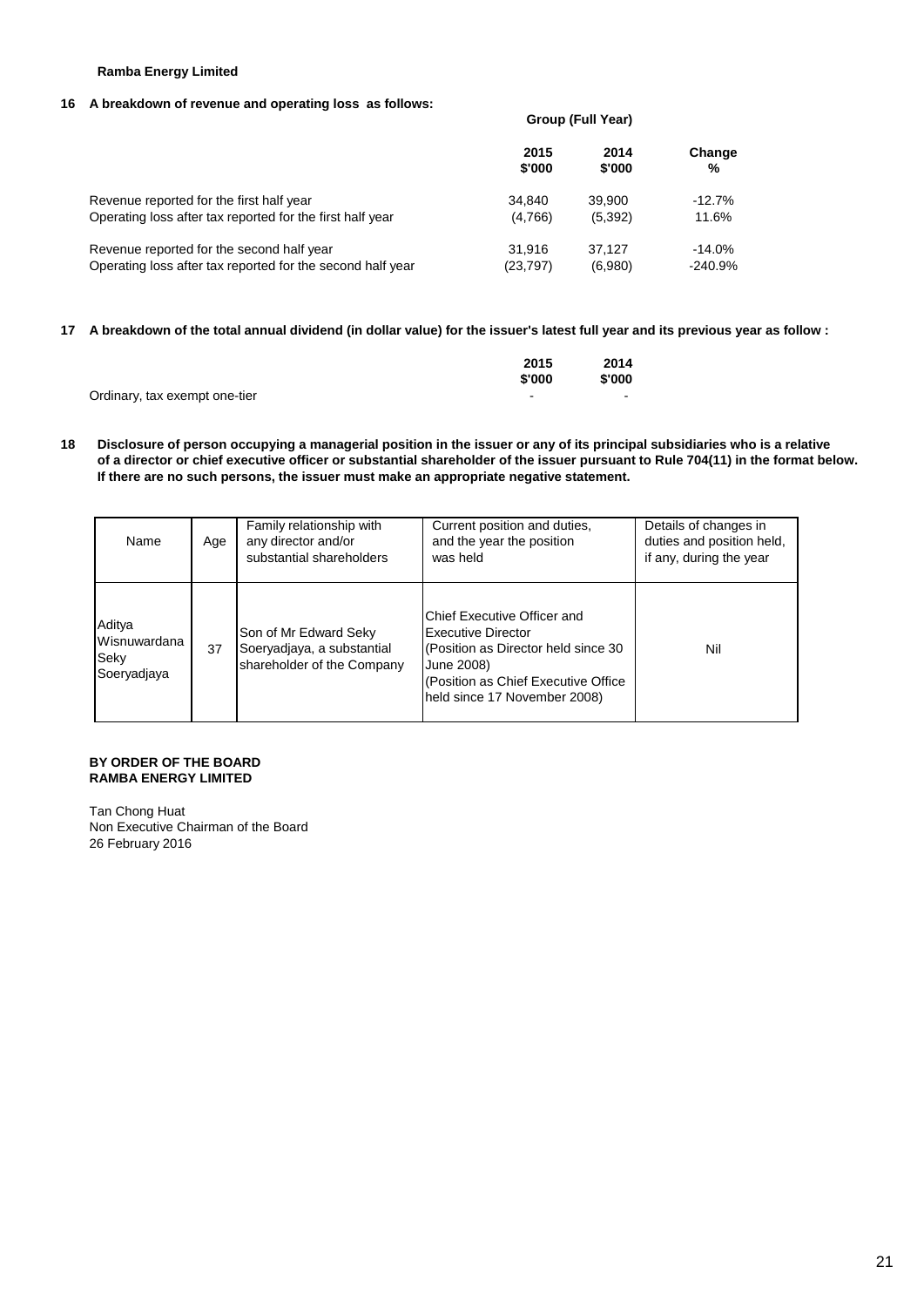**Ramba Energy Limited**

**16 A breakdown of revenue and operating loss as follows:**

| | Group (Full Year) | | |
|---|---|---|---|
| | **2015 \$'000** | **2014 \$'000** | **Change %** |
| Revenue reported for the first half year | 34,840 | 39,900 | -12.7% |
| Operating loss after tax reported for the first half year | (4,766) | (5,392) | 11.6% |
| Revenue reported for the second half year | 31,916 | 37,127 | -14.0% |
| Operating loss after tax reported for the second half year | (23,797) | (6,980) | -240.9% |

**17 A breakdown of the total annual dividend (in dollar value) for the issuer's latest full year and its previous year as follow :**

| | **2015 \$'000** | **2014 \$'000** |
|---|---|---|
| Ordinary, tax exempt one-tier | - | - |

**18 Disclosure of person occupying a managerial position in the issuer or any of its principal subsidiaries who is a relative of a director or chief executive officer or substantial shareholder of the issuer pursuant to Rule 704(11) in the format below. If there are no such persons, the issuer must make an appropriate negative statement.**

| Name | Age | Family relationship with any director and/or substantial shareholders | Current position and duties, and the year the position was held | Details of changes in duties and position held, if any, during the year |
|---|---|---|---|---|
| Aditya Wisnuwardana Seky Soeryadjaya | 37 | Son of Mr Edward Seky Soeryadjaya, a substantial shareholder of the Company | Chief Executive Officer and Executive Director (Position as Director held since 30 June 2008) (Position as Chief Executive Office held since 17 November 2008) | Nil |

**BY ORDER OF THE BOARD**
**RAMBA ENERGY LIMITED**

Tan Chong Huat
Non Executive Chairman of the Board
26 February 2016